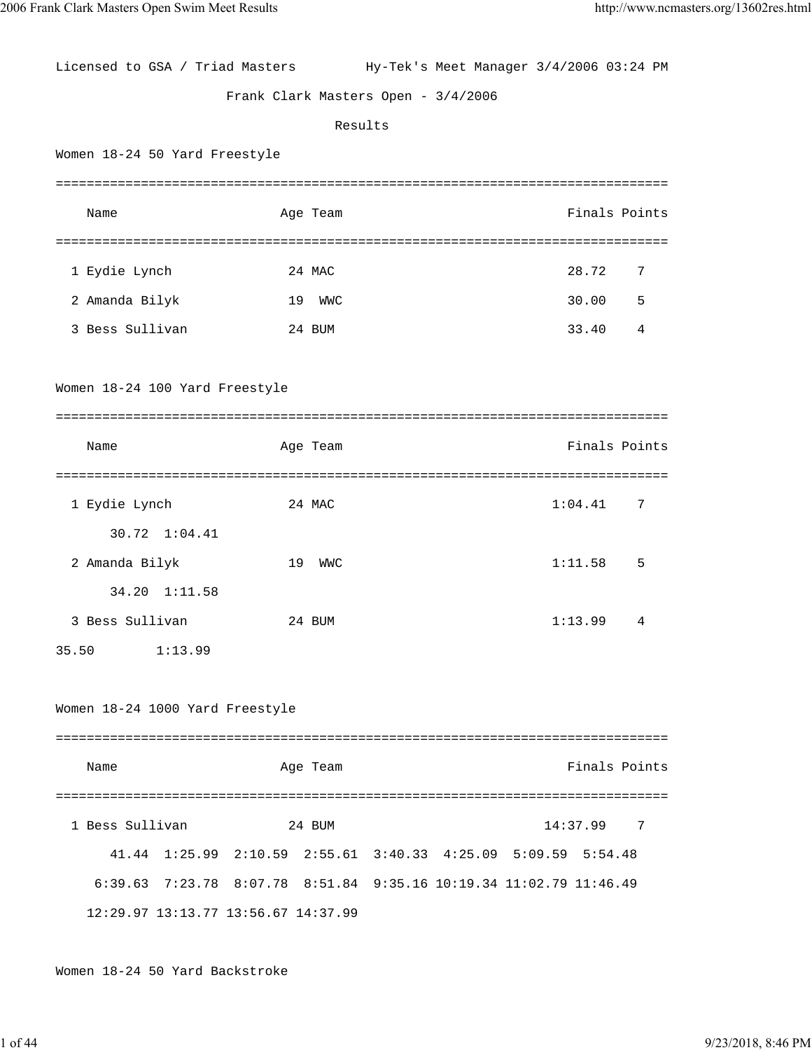Licensed to GSA / Triad Masters Hy-Tek's Meet Manager 3/4/2006 03:24 PM

# Frank Clark Masters Open - 3/4/2006

## Results

### Women 18-24 50 Yard Freestyle

| | Name | Age | Team | Finals | Points |
|---|---|---|---|---|---|
| 1 | Eydie Lynch | 24 | MAC | 28.72 | 7 |
| 2 | Amanda Bilyk | 19 | WWC | 30.00 | 5 |
| 3 | Bess Sullivan | 24 | BUM | 33.40 | 4 |

### Women 18-24 100 Yard Freestyle

| | Name | Age | Team | Finals | Points |
|---|---|---|---|---|---|
| 1 | Eydie Lynch | 24 | MAC | 1:04.41 | 7 |
| | 30.72 1:04.41 | | | | |
| 2 | Amanda Bilyk | 19 | WWC | 1:11.58 | 5 |
| | 34.20 1:11.58 | | | | |
| 3 | Bess Sullivan | 24 | BUM | 1:13.99 | 4 |
| | 35.50 1:13.99 | | | | |

### Women 18-24 1000 Yard Freestyle

| | Name | Age | Team | Finals | Points |
|---|---|---|---|---|---|
| 1 | Bess Sullivan | 24 | BUM | 14:37.99 | 7 |
| | 41.44 1:25.99 2:10.59 2:55.61 3:40.33 4:25.09 5:09.59 5:54.48 | | | | |
| | 6:39.63 7:23.78 8:07.78 8:51.84 9:35.16 10:19.34 11:02.79 11:46.49 | | | | |
| | 12:29.97 13:13.77 13:56.67 14:37.99 | | | | |

### Women 18-24 50 Yard Backstroke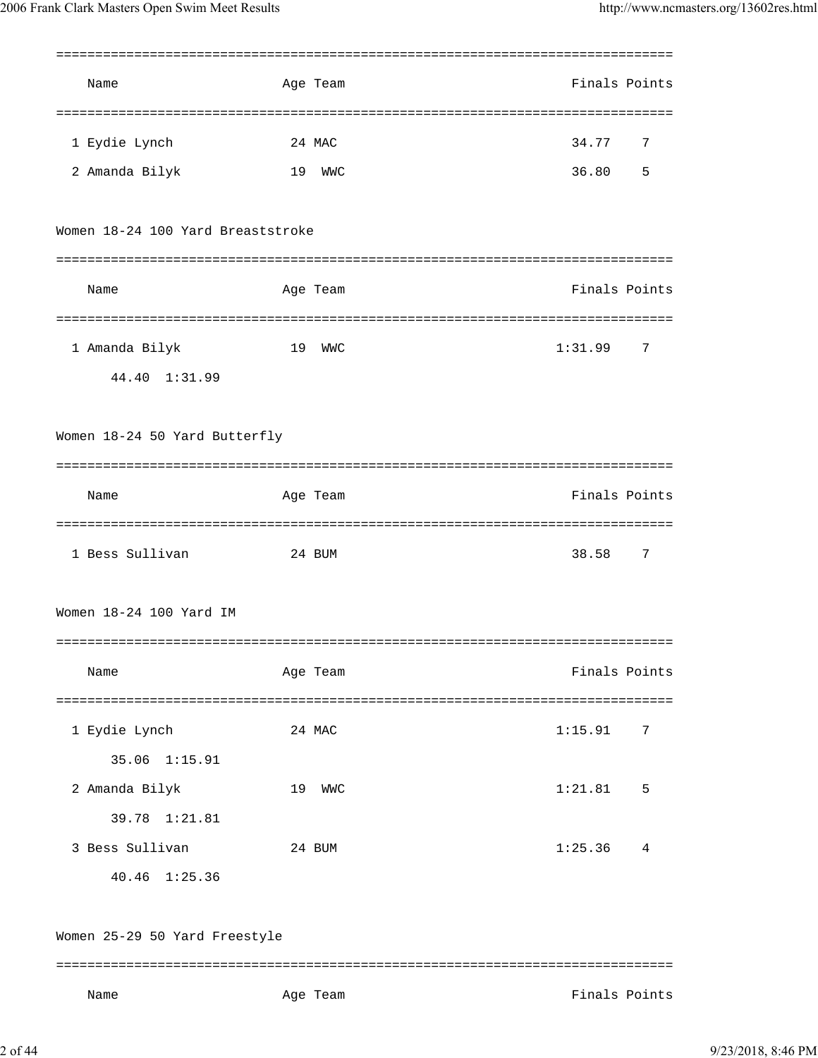| | Name | Age | Team | Finals | Points |
|---|---|---|---|---|---|
| 1 | Eydie Lynch | 24 | MAC | 34.77 | 7 |
| 2 | Amanda Bilyk | 19 | WWC | 36.80 | 5 |

Women 18-24 100 Yard Breaststroke

| | Name | Age | Team | Finals | Points |
|---|---|---|---|---|---|
| 1 | Amanda Bilyk | 19 | WWC | 1:31.99 | 7 |
| | 44.40 1:31.99 | | | | |

Women 18-24 50 Yard Butterfly

| | Name | Age | Team | Finals | Points |
|---|---|---|---|---|---|
| 1 | Bess Sullivan | 24 | BUM | 38.58 | 7 |

Women 18-24 100 Yard IM

| | Name | Age | Team | Finals | Points |
|---|---|---|---|---|---|
| 1 | Eydie Lynch | 24 | MAC | 1:15.91 | 7 |
| | 35.06 1:15.91 | | | | |
| 2 | Amanda Bilyk | 19 | WWC | 1:21.81 | 5 |
| | 39.78 1:21.81 | | | | |
| 3 | Bess Sullivan | 24 | BUM | 1:25.36 | 4 |
| | 40.46 1:25.36 | | | | |

Women 25-29 50 Yard Freestyle

| | Name | Age | Team | Finals | Points |
|---|---|---|---|---|---|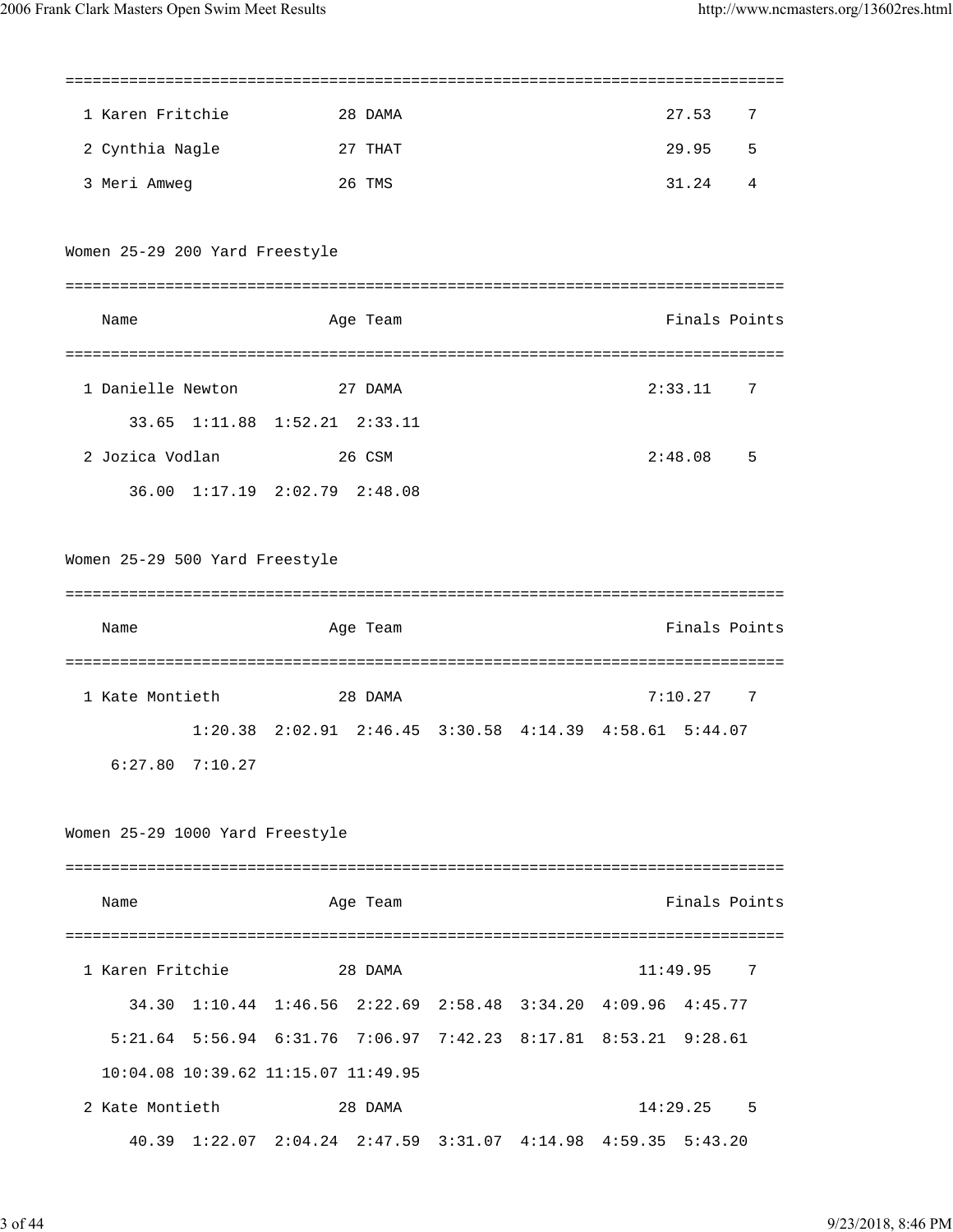| Place | Name | Age | Team | Finals | Points |
|---|---|---|---|---|---|
| 1 | Karen Fritchie | 28 | DAMA | 27.53 | 7 |
| 2 | Cynthia Nagle | 27 | THAT | 29.95 | 5 |
| 3 | Meri Amweg | 26 | TMS | 31.24 | 4 |

### Women 25-29 200 Yard Freestyle

| Place | Name | Age | Team | Finals | Points |
|---|---|---|---|---|---|
| 1 | Danielle Newton | 27 | DAMA | 2:33.11 | 7 |
| | 33.65 1:11.88 1:52.21 2:33.11 | | | | |
| 2 | Jozica Vodlan | 26 | CSM | 2:48.08 | 5 |
| | 36.00 1:17.19 2:02.79 2:48.08 | | | | |

### Women 25-29 500 Yard Freestyle

| Place | Name | Age | Team | Finals | Points |
|---|---|---|---|---|---|
| 1 | Kate Montieth | 28 | DAMA | 7:10.27 | 7 |
| | 1:20.38 2:02.91 2:46.45 3:30.58 4:14.39 4:58.61 5:44.07 6:27.80 7:10.27 | | | | |

### Women 25-29 1000 Yard Freestyle

| Place | Name | Age | Team | Finals | Points |
|---|---|---|---|---|---|
| 1 | Karen Fritchie | 28 | DAMA | 11:49.95 | 7 |
| | 34.30 1:10.44 1:46.56 2:22.69 2:58.48 3:34.20 4:09.96 4:45.77 5:21.64 5:56.94 6:31.76 7:06.97 7:42.23 8:17.81 8:53.21 9:28.61 10:04.08 10:39.62 11:15.07 11:49.95 | | | | |
| 2 | Kate Montieth | 28 | DAMA | 14:29.25 | 5 |
| | 40.39 1:22.07 2:04.24 2:47.59 3:31.07 4:14.98 4:59.35 5:43.20 | | | | |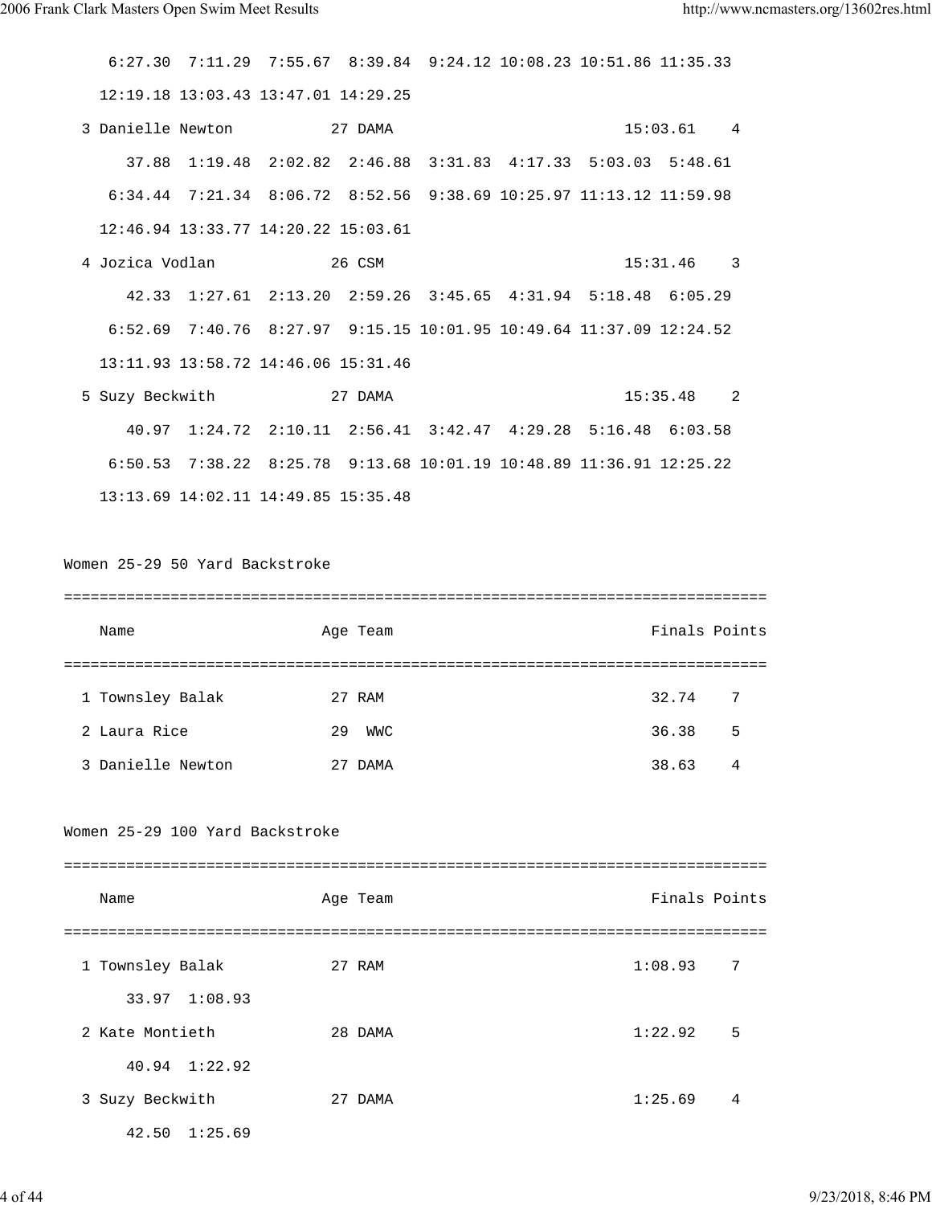```
     6:27.30  7:11.29  7:55.67  8:39.84  9:24.12 10:08.23 10:51.86 11:35.33
    12:19.18 13:03.43 13:47.01 14:29.25
  3 Danielle Newton           27 DAMA                          15:03.61    4
       37.88  1:19.48  2:02.82  2:46.88  3:31.83  4:17.33  5:03.03  5:48.61
     6:34.44  7:21.34  8:06.72  8:52.56  9:38.69 10:25.97 11:13.12 11:59.98
    12:46.94 13:33.77 14:20.22 15:03.61
  4 Jozica Vodlan             26 CSM                           15:31.46    3
       42.33  1:27.61  2:13.20  2:59.26  3:45.65  4:31.94  5:18.48  6:05.29
     6:52.69  7:40.76  8:27.97  9:15.15 10:01.95 10:49.64 11:37.09 12:24.52
    13:11.93 13:58.72 14:46.06 15:31.46
  5 Suzy Beckwith             27 DAMA                          15:35.48    2
       40.97  1:24.72  2:10.11  2:56.41  3:42.47  4:29.28  5:16.48  6:03.58
     6:50.53  7:38.22  8:25.78  9:13.68 10:01.19 10:48.89 11:36.91 12:25.22
    13:13.69 14:02.11 14:49.85 15:35.48
```

Women 25-29 50 Yard Backstroke

```
===============================================================================
    Name                    Age Team                            Finals Points
===============================================================================
  1 Townsley Balak           27 RAM                                32.74    7
  2 Laura Rice               29  WWC                               36.38    5
  3 Danielle Newton          27 DAMA                               38.63    4
```

Women 25-29 100 Yard Backstroke

```
===============================================================================
    Name                    Age Team                            Finals Points
===============================================================================
  1 Townsley Balak           27 RAM                              1:08.93    7
       33.97  1:08.93
  2 Kate Montieth            28 DAMA                             1:22.92    5
       40.94  1:22.92
  3 Suzy Beckwith            27 DAMA                             1:25.69    4
       42.50  1:25.69
```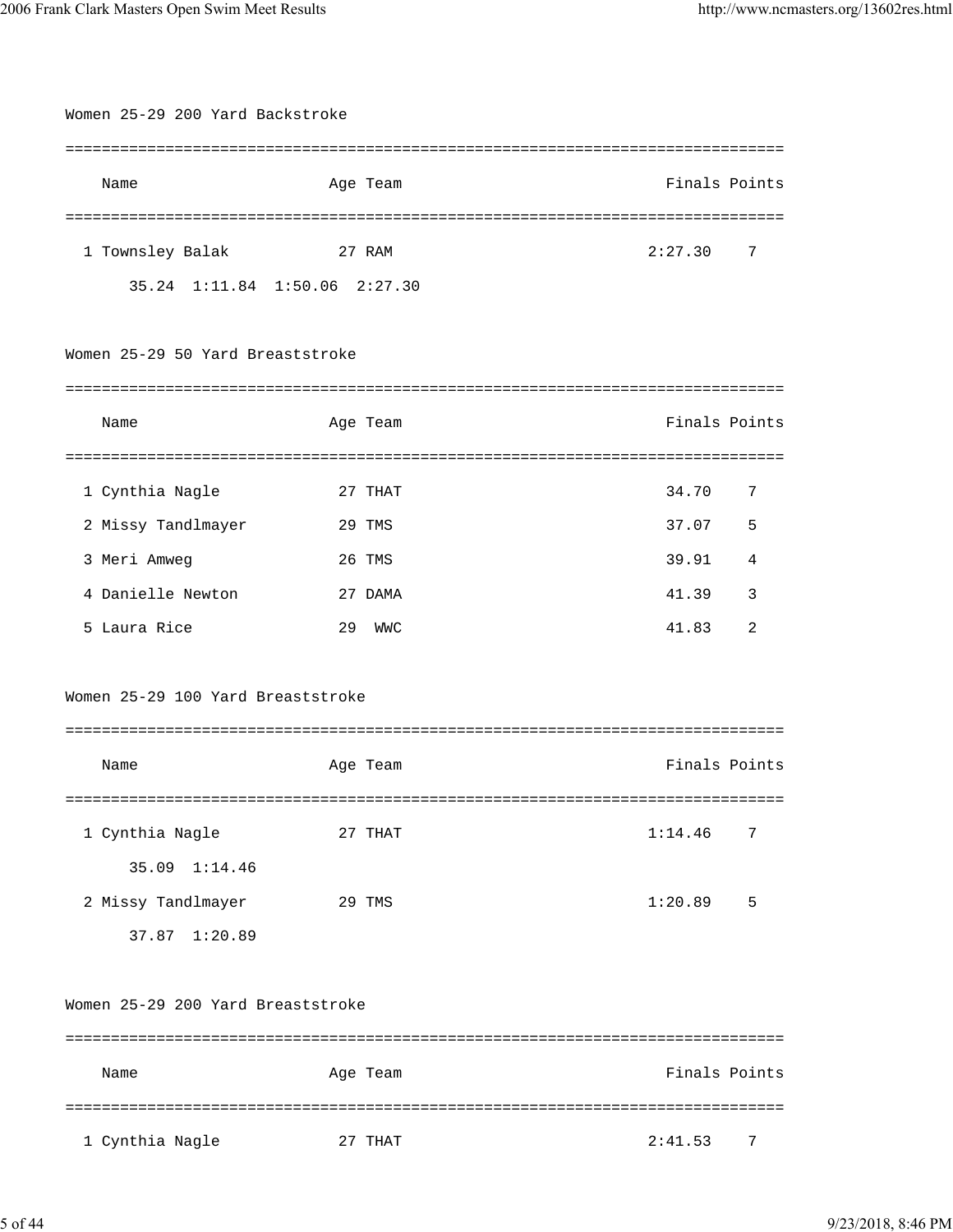## Women 25-29 200 Yard Backstroke

| Place | Name | Age | Team | Finals | Points |
|---|---|---|---|---|---|
| 1 | Townsley Balak | 27 | RAM | 2:27.30 | 7 |
| | 35.24  1:11.84  1:50.06  2:27.30 | | | | |

## Women 25-29 50 Yard Breaststroke

| Place | Name | Age | Team | Finals | Points |
|---|---|---|---|---|---|
| 1 | Cynthia Nagle | 27 | THAT | 34.70 | 7 |
| 2 | Missy Tandlmayer | 29 | TMS | 37.07 | 5 |
| 3 | Meri Amweg | 26 | TMS | 39.91 | 4 |
| 4 | Danielle Newton | 27 | DAMA | 41.39 | 3 |
| 5 | Laura Rice | 29 | WWC | 41.83 | 2 |

## Women 25-29 100 Yard Breaststroke

| Place | Name | Age | Team | Finals | Points |
|---|---|---|---|---|---|
| 1 | Cynthia Nagle | 27 | THAT | 1:14.46 | 7 |
| | 35.09  1:14.46 | | | | |
| 2 | Missy Tandlmayer | 29 | TMS | 1:20.89 | 5 |
| | 37.87  1:20.89 | | | | |

## Women 25-29 200 Yard Breaststroke

| Place | Name | Age | Team | Finals | Points |
|---|---|---|---|---|---|
| 1 | Cynthia Nagle | 27 | THAT | 2:41.53 | 7 |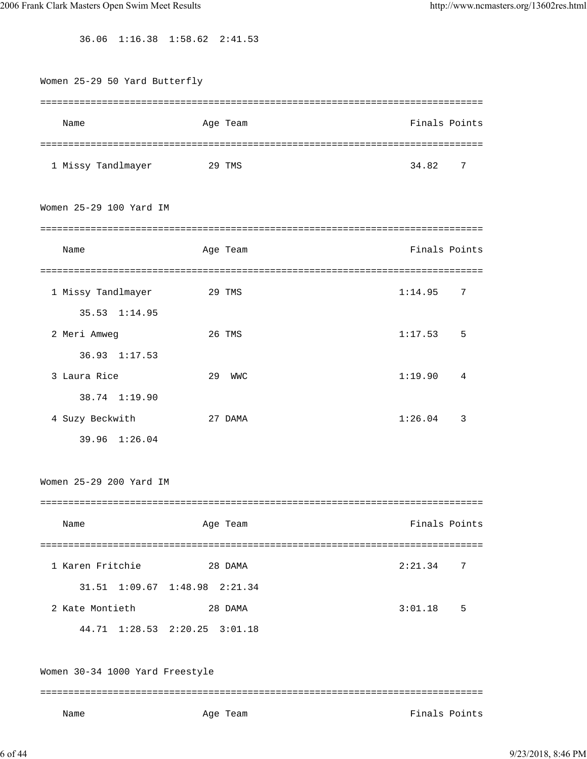36.06  1:16.38  1:58.62  2:41.53

## Women 25-29 50 Yard Butterfly

| | Name | Age | Team | Finals | Points |
|---|---|---|---|---|---|
| 1 | Missy Tandlmayer | 29 | TMS | 34.82 | 7 |

## Women 25-29 100 Yard IM

| | Name | Age | Team | Finals | Points |
|---|---|---|---|---|---|
| 1 | Missy Tandlmayer | 29 | TMS | 1:14.95 | 7 |
| | 35.53  1:14.95 | | | | |
| 2 | Meri Amweg | 26 | TMS | 1:17.53 | 5 |
| | 36.93  1:17.53 | | | | |
| 3 | Laura Rice | 29 | WWC | 1:19.90 | 4 |
| | 38.74  1:19.90 | | | | |
| 4 | Suzy Beckwith | 27 | DAMA | 1:26.04 | 3 |
| | 39.96  1:26.04 | | | | |

## Women 25-29 200 Yard IM

| | Name | Age | Team | Finals | Points |
|---|---|---|---|---|---|
| 1 | Karen Fritchie | 28 | DAMA | 2:21.34 | 7 |
| | 31.51  1:09.67  1:48.98  2:21.34 | | | | |
| 2 | Kate Montieth | 28 | DAMA | 3:01.18 | 5 |
| | 44.71  1:28.53  2:20.25  3:01.18 | | | | |

## Women 30-34 1000 Yard Freestyle

| | Name | Age | Team | Finals | Points |
|---|---|---|---|---|---|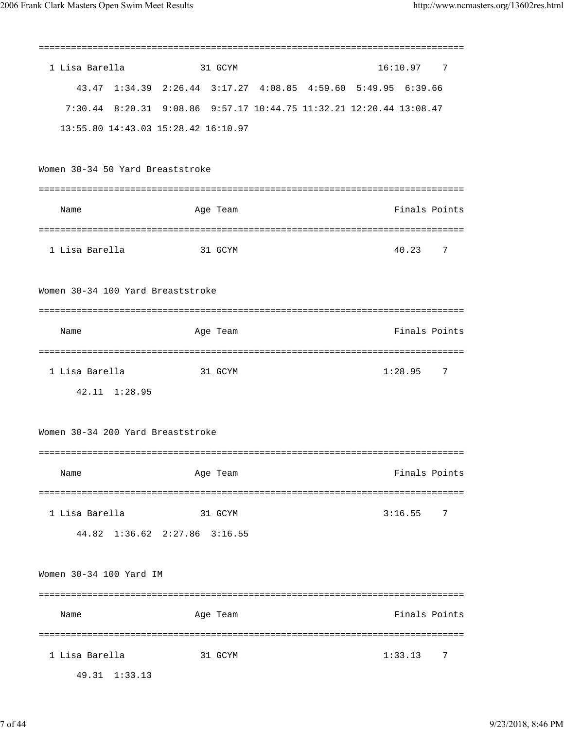```
===============================================================================
  1 Lisa Barella             31 GCYM                         16:10.97    7
       43.47  1:34.39  2:26.44  3:17.27  4:08.85  4:59.60  5:49.95  6:39.66
     7:30.44  8:20.31  9:08.86  9:57.17 10:44.75 11:32.21 12:20.44 13:08.47
    13:55.80 14:43.03 15:28.42 16:10.97
```

## Women 30-34 50 Yard Breaststroke

```
===============================================================================
    Name                    Age Team                            Finals Points
===============================================================================
  1 Lisa Barella             31 GCYM                              40.23    7
```

## Women 30-34 100 Yard Breaststroke

```
===============================================================================
    Name                    Age Team                            Finals Points
===============================================================================
  1 Lisa Barella             31 GCYM                            1:28.95    7
       42.11  1:28.95
```

## Women 30-34 200 Yard Breaststroke

```
===============================================================================
    Name                    Age Team                            Finals Points
===============================================================================
  1 Lisa Barella             31 GCYM                            3:16.55    7
       44.82  1:36.62  2:27.86  3:16.55
```

## Women 30-34 100 Yard IM

```
===============================================================================
    Name                    Age Team                            Finals Points
===============================================================================
  1 Lisa Barella             31 GCYM                            1:33.13    7
       49.31  1:33.13
```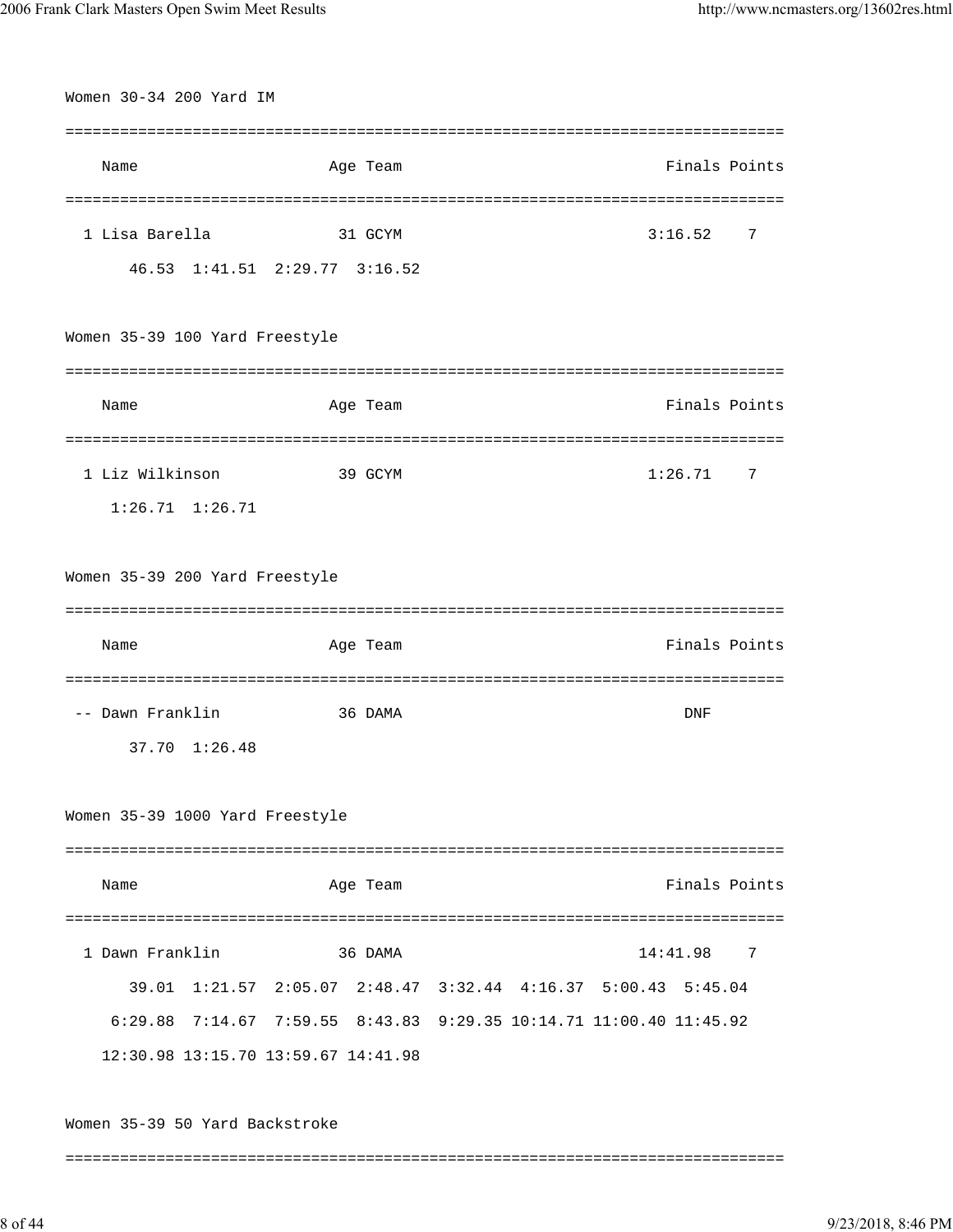## Women 30-34 200 Yard IM

| Place | Name | Age | Team | Finals | Points |
|---|---|---|---|---|---|
| 1 | Lisa Barella | 31 | GCYM | 3:16.52 | 7 |

46.53 1:41.51 2:29.77 3:16.52

## Women 35-39 100 Yard Freestyle

| Place | Name | Age | Team | Finals | Points |
|---|---|---|---|---|---|
| 1 | Liz Wilkinson | 39 | GCYM | 1:26.71 | 7 |

1:26.71 1:26.71

## Women 35-39 200 Yard Freestyle

| Place | Name | Age | Team | Finals | Points |
|---|---|---|---|---|---|
| -- | Dawn Franklin | 36 | DAMA | DNF | |

37.70 1:26.48

## Women 35-39 1000 Yard Freestyle

| Place | Name | Age | Team | Finals | Points |
|---|---|---|---|---|---|
| 1 | Dawn Franklin | 36 | DAMA | 14:41.98 | 7 |

39.01 1:21.57 2:05.07 2:48.47 3:32.44 4:16.37 5:00.43 5:45.04
6:29.88 7:14.67 7:59.55 8:43.83 9:29.35 10:14.71 11:00.40 11:45.92
12:30.98 13:15.70 13:59.67 14:41.98

## Women 35-39 50 Yard Backstroke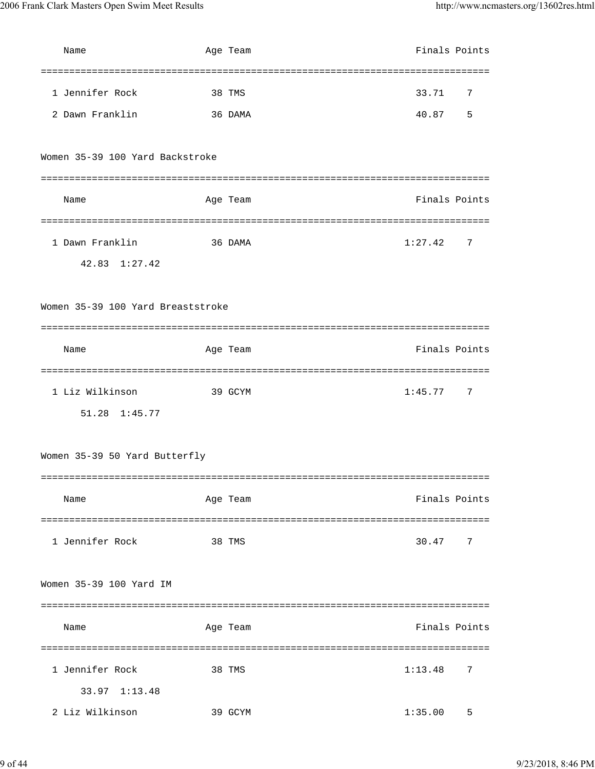| Name | Age | Team | Finals | Points |
|---|---|---|---|---|
| 1 Jennifer Rock | 38 | TMS | 33.71 | 7 |
| 2 Dawn Franklin | 36 | DAMA | 40.87 | 5 |

### Women 35-39 100 Yard Backstroke

| Name | Age | Team | Finals | Points |
|---|---|---|---|---|
| 1 Dawn Franklin | 36 | DAMA | 1:27.42 | 7 |
| 42.83  1:27.42 | | | | |

### Women 35-39 100 Yard Breaststroke

| Name | Age | Team | Finals | Points |
|---|---|---|---|---|
| 1 Liz Wilkinson | 39 | GCYM | 1:45.77 | 7 |
| 51.28  1:45.77 | | | | |

### Women 35-39 50 Yard Butterfly

| Name | Age | Team | Finals | Points |
|---|---|---|---|---|
| 1 Jennifer Rock | 38 | TMS | 30.47 | 7 |

### Women 35-39 100 Yard IM

| Name | Age | Team | Finals | Points |
|---|---|---|---|---|
| 1 Jennifer Rock | 38 | TMS | 1:13.48 | 7 |
| 33.97  1:13.48 | | | | |
| 2 Liz Wilkinson | 39 | GCYM | 1:35.00 | 5 |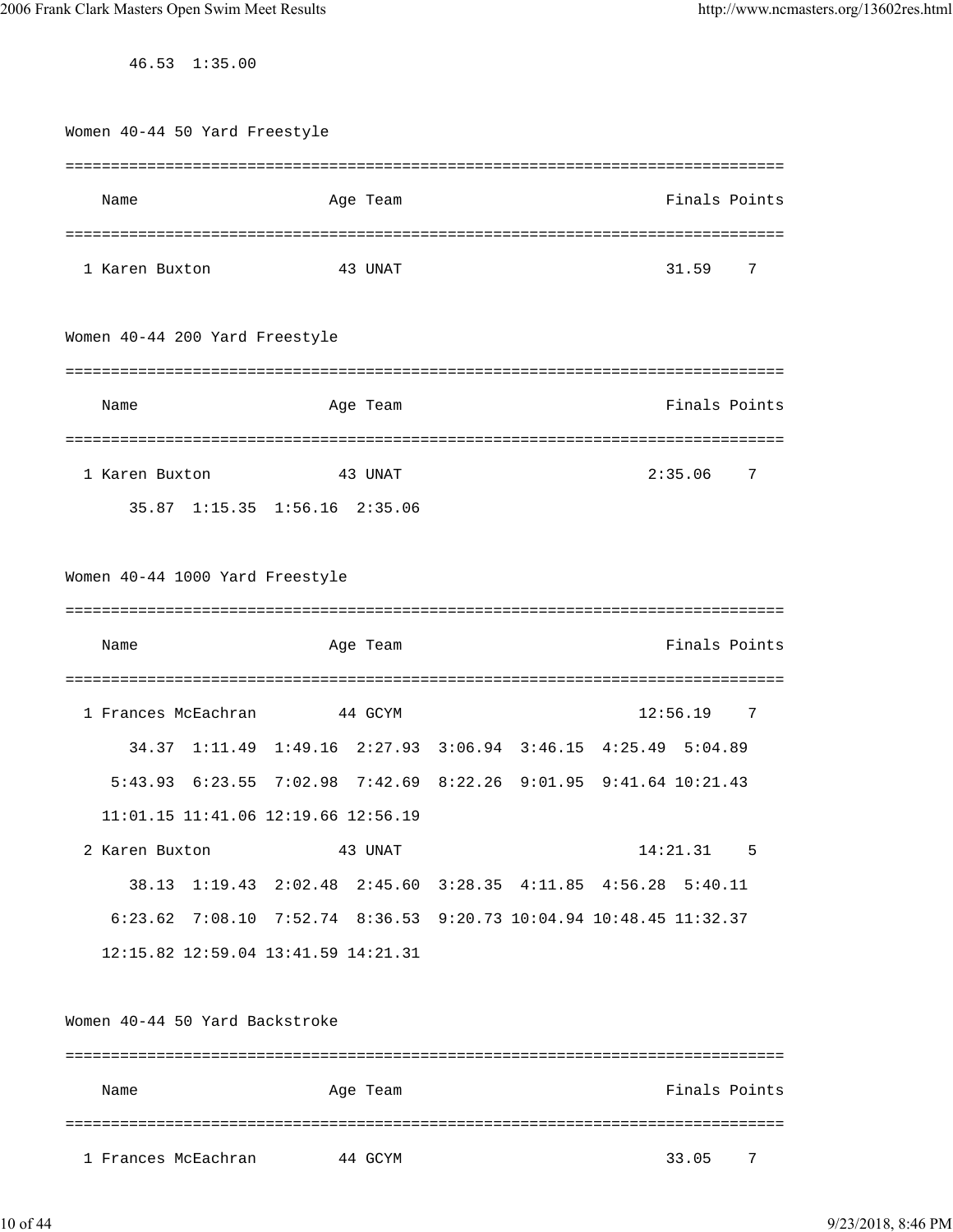```
      46.53  1:35.00
```

Women 40-44 50 Yard Freestyle

```
===============================================================================
    Name                    Age Team                                Finals Points
===============================================================================
  1 Karen Buxton             43 UNAT                                 31.59    7
```

Women 40-44 200 Yard Freestyle

```
===============================================================================
    Name                    Age Team                                Finals Points
===============================================================================
  1 Karen Buxton             43 UNAT                               2:35.06    7
       35.87  1:15.35  1:56.16  2:35.06
```

Women 40-44 1000 Yard Freestyle

```
===============================================================================
    Name                    Age Team                                Finals Points
===============================================================================
  1 Frances McEachran        44 GCYM                              12:56.19    7
       34.37  1:11.49  1:49.16  2:27.93  3:06.94  3:46.15  4:25.49  5:04.89
     5:43.93  6:23.55  7:02.98  7:42.69  8:22.26  9:01.95  9:41.64 10:21.43
    11:01.15 11:41.06 12:19.66 12:56.19
  2 Karen Buxton             43 UNAT                              14:21.31    5
       38.13  1:19.43  2:02.48  2:45.60  3:28.35  4:11.85  4:56.28  5:40.11
     6:23.62  7:08.10  7:52.74  8:36.53  9:20.73 10:04.94 10:48.45 11:32.37
    12:15.82 12:59.04 13:41.59 14:21.31
```

Women 40-44 50 Yard Backstroke

```
===============================================================================
    Name                    Age Team                                Finals Points
===============================================================================
  1 Frances McEachran        44 GCYM                                 33.05    7
```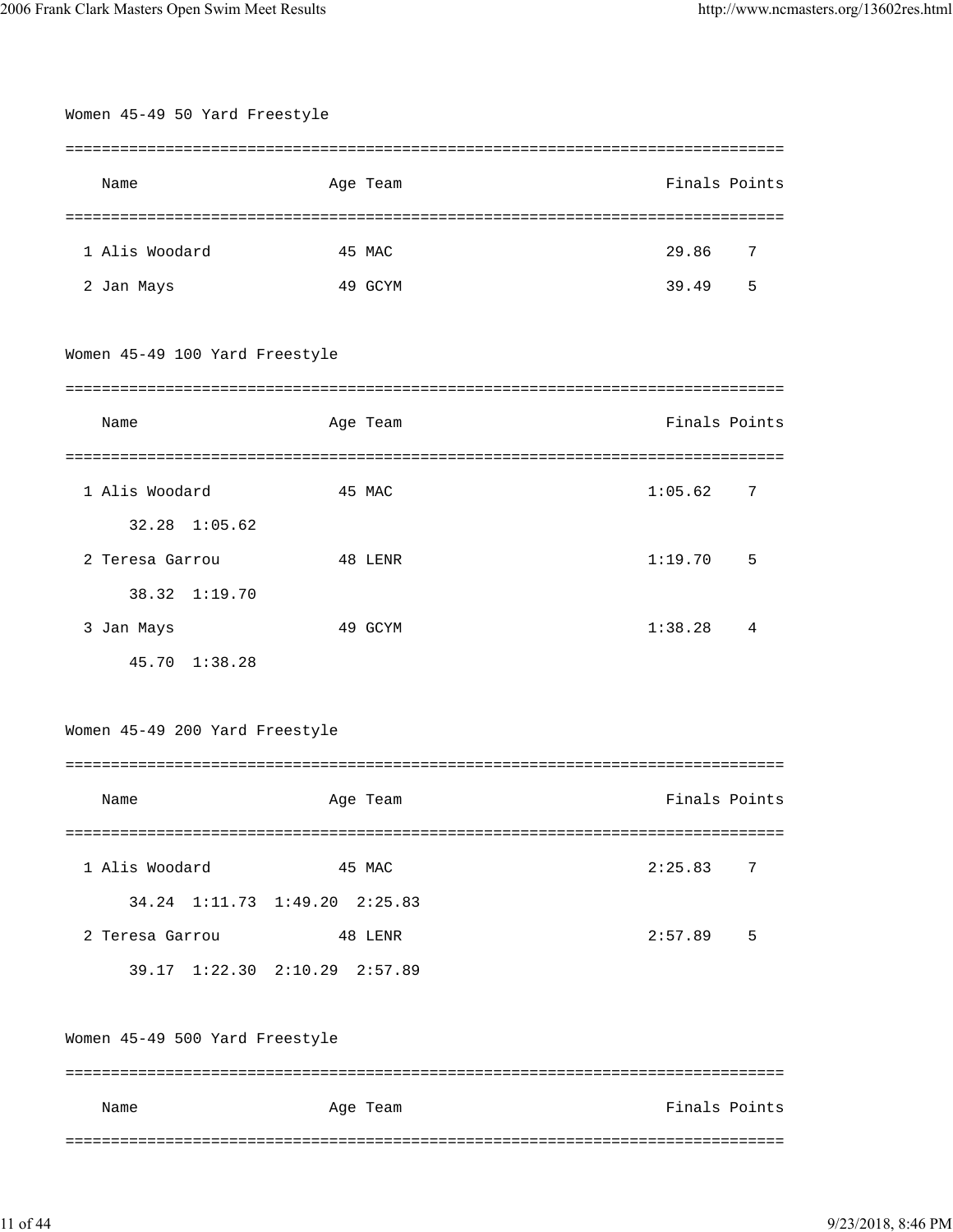## Women 45-49 50 Yard Freestyle

| | Name | Age | Team | Finals | Points |
|---|---|---|---|---|---|
| 1 | Alis Woodard | 45 | MAC | 29.86 | 7 |
| 2 | Jan Mays | 49 | GCYM | 39.49 | 5 |

## Women 45-49 100 Yard Freestyle

| | Name | Age | Team | Finals | Points |
|---|---|---|---|---|---|
| 1 | Alis Woodard | 45 | MAC | 1:05.62 | 7 |
| | 32.28 1:05.62 | | | | |
| 2 | Teresa Garrou | 48 | LENR | 1:19.70 | 5 |
| | 38.32 1:19.70 | | | | |
| 3 | Jan Mays | 49 | GCYM | 1:38.28 | 4 |
| | 45.70 1:38.28 | | | | |

## Women 45-49 200 Yard Freestyle

| | Name | Age | Team | Finals | Points |
|---|---|---|---|---|---|
| 1 | Alis Woodard | 45 | MAC | 2:25.83 | 7 |
| | 34.24 1:11.73 1:49.20 2:25.83 | | | | |
| 2 | Teresa Garrou | 48 | LENR | 2:57.89 | 5 |
| | 39.17 1:22.30 2:10.29 2:57.89 | | | | |

## Women 45-49 500 Yard Freestyle

| | Name | Age | Team | Finals | Points |
|---|---|---|---|---|---|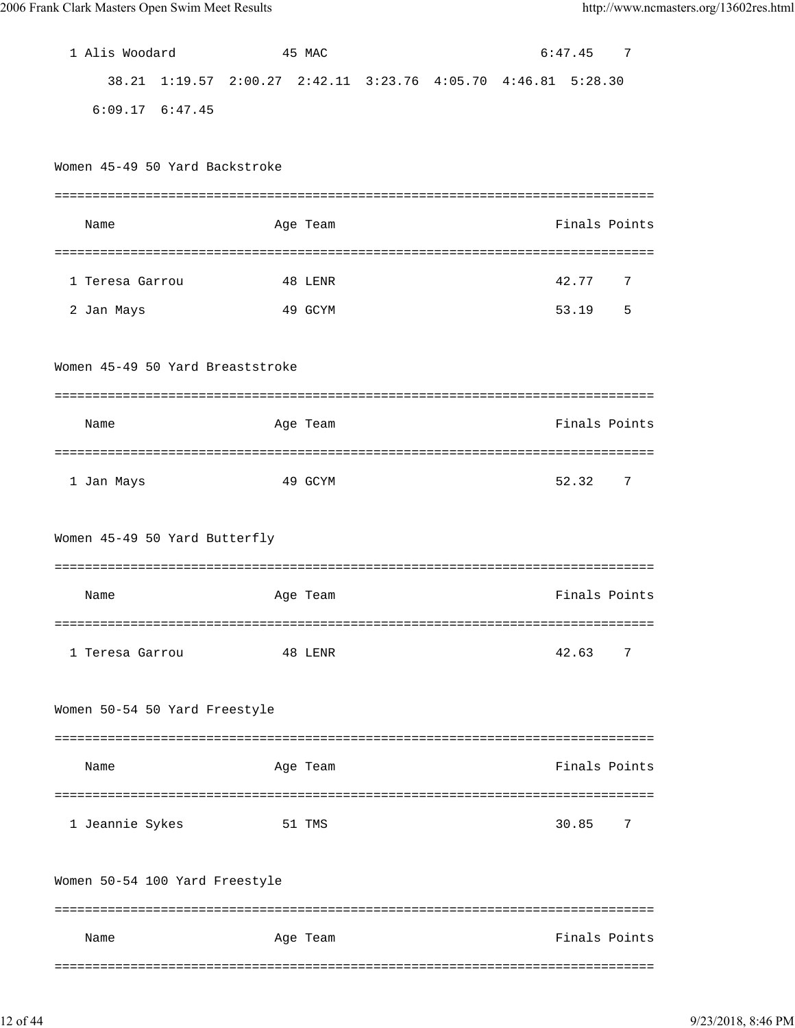| | Name | Age | Team | Finals | Points |
|---|---|---|---|---|---|
| 1 | Alis Woodard | 45 | MAC | 6:47.45 | 7 |

38.21 1:19.57 2:00.27 2:42.11 3:23.76 4:05.70 4:46.81 5:28.30 6:09.17 6:47.45

## Women 45-49 50 Yard Backstroke

| | Name | Age | Team | Finals | Points |
|---|---|---|---|---|---|
| 1 | Teresa Garrou | 48 | LENR | 42.77 | 7 |
| 2 | Jan Mays | 49 | GCYM | 53.19 | 5 |

## Women 45-49 50 Yard Breaststroke

| | Name | Age | Team | Finals | Points |
|---|---|---|---|---|---|
| 1 | Jan Mays | 49 | GCYM | 52.32 | 7 |

## Women 45-49 50 Yard Butterfly

| | Name | Age | Team | Finals | Points |
|---|---|---|---|---|---|
| 1 | Teresa Garrou | 48 | LENR | 42.63 | 7 |

## Women 50-54 50 Yard Freestyle

| | Name | Age | Team | Finals | Points |
|---|---|---|---|---|---|
| 1 | Jeannie Sykes | 51 | TMS | 30.85 | 7 |

## Women 50-54 100 Yard Freestyle

| | Name | Age | Team | Finals | Points |
|---|---|---|---|---|---|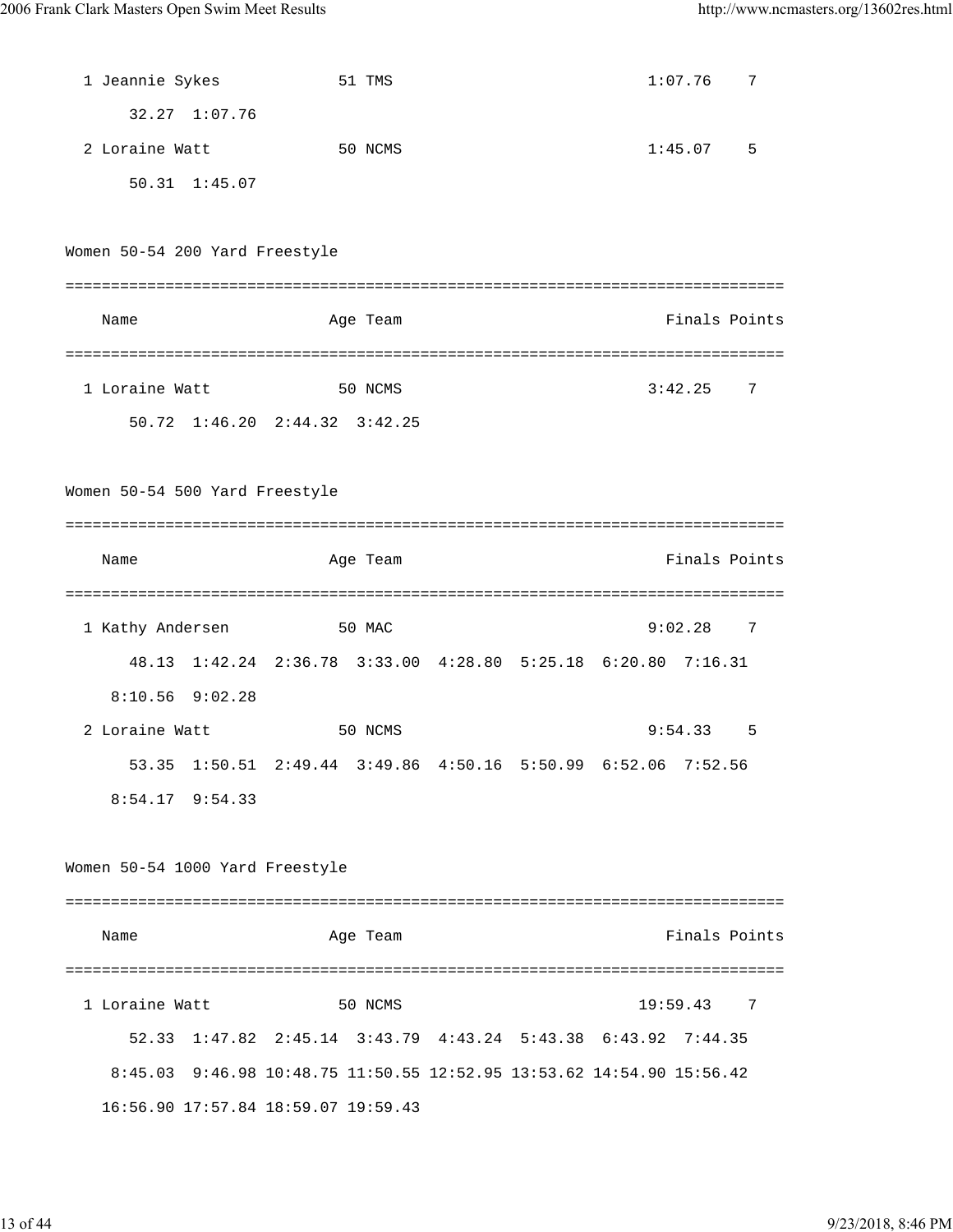```
  1 Jeannie Sykes            51 TMS                           1:07.76    7
       32.27  1:07.76
  2 Loraine Watt             50 NCMS                          1:45.07    5
       50.31  1:45.07
```

Women 50-54 200 Yard Freestyle

```
===============================================================================
    Name                    Age Team                            Finals Points
===============================================================================
  1 Loraine Watt             50 NCMS                          3:42.25    7
       50.72  1:46.20  2:44.32  3:42.25
```

Women 50-54 500 Yard Freestyle

```
===============================================================================
    Name                    Age Team                            Finals Points
===============================================================================
  1 Kathy Andersen           50 MAC                           9:02.28    7
       48.13  1:42.24  2:36.78  3:33.00  4:28.80  5:25.18  6:20.80  7:16.31
     8:10.56  9:02.28
  2 Loraine Watt             50 NCMS                          9:54.33    5
       53.35  1:50.51  2:49.44  3:49.86  4:50.16  5:50.99  6:52.06  7:52.56
     8:54.17  9:54.33
```

Women 50-54 1000 Yard Freestyle

```
===============================================================================
    Name                    Age Team                            Finals Points
===============================================================================
  1 Loraine Watt             50 NCMS                         19:59.43    7
       52.33  1:47.82  2:45.14  3:43.79  4:43.24  5:43.38  6:43.92  7:44.35
     8:45.03  9:46.98 10:48.75 11:50.55 12:52.95 13:53.62 14:54.90 15:56.42
    16:56.90 17:57.84 18:59.07 19:59.43
```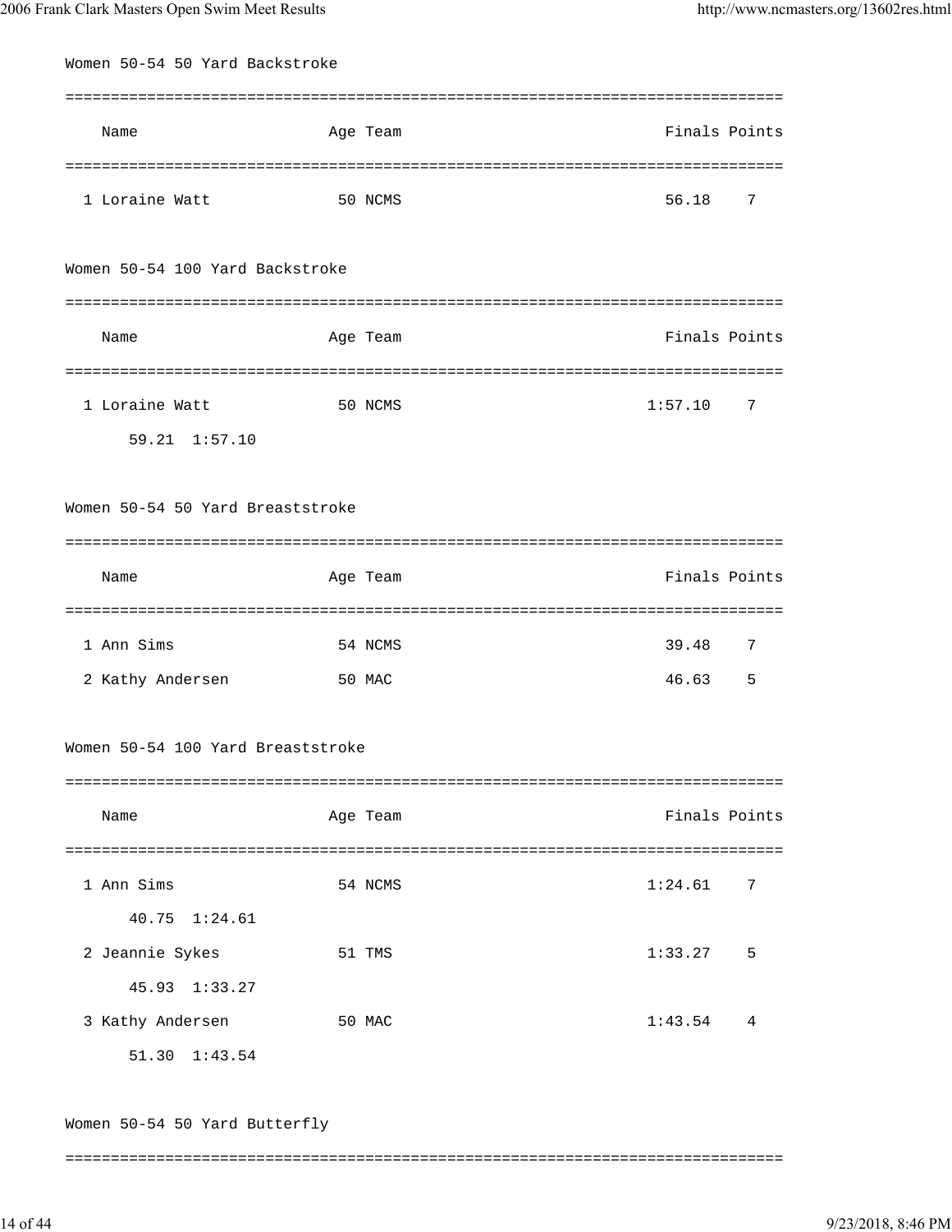## Women 50-54 50 Yard Backstroke

| Name | Age | Team | Finals | Points |
|---|---|---|---|---|
| 1 Loraine Watt | 50 | NCMS | 56.18 | 7 |

## Women 50-54 100 Yard Backstroke

| Name | Age | Team | Finals | Points |
|---|---|---|---|---|
| 1 Loraine Watt | 50 | NCMS | 1:57.10 | 7 |
| 59.21 1:57.10 | | | | |

## Women 50-54 50 Yard Breaststroke

| Name | Age | Team | Finals | Points |
|---|---|---|---|---|
| 1 Ann Sims | 54 | NCMS | 39.48 | 7 |
| 2 Kathy Andersen | 50 | MAC | 46.63 | 5 |

## Women 50-54 100 Yard Breaststroke

| Name | Age | Team | Finals | Points |
|---|---|---|---|---|
| 1 Ann Sims | 54 | NCMS | 1:24.61 | 7 |
| 40.75 1:24.61 | | | | |
| 2 Jeannie Sykes | 51 | TMS | 1:33.27 | 5 |
| 45.93 1:33.27 | | | | |
| 3 Kathy Andersen | 50 | MAC | 1:43.54 | 4 |
| 51.30 1:43.54 | | | | |

## Women 50-54 50 Yard Butterfly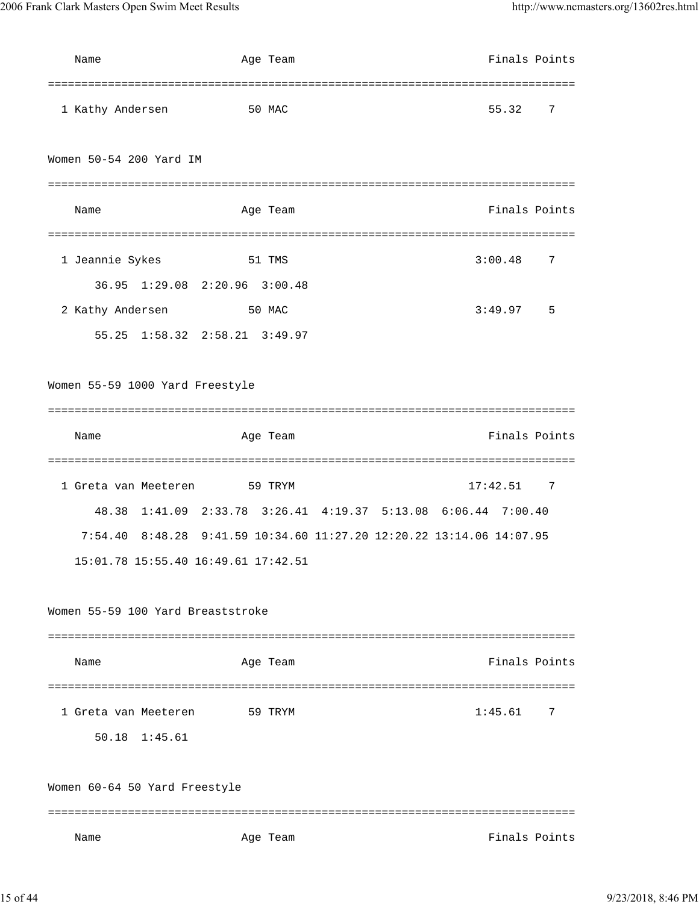| Name | Age | Team | Finals | Points |
|---|---|---|---|---|
| 1 Kathy Andersen | 50 | MAC | 55.32 | 7 |

## Women 50-54 200 Yard IM

| Name | Age | Team | Finals | Points |
|---|---|---|---|---|
| 1 Jeannie Sykes | 51 | TMS | 3:00.48 | 7 |
| 36.95 1:29.08 2:20.96 3:00.48 | | | | |
| 2 Kathy Andersen | 50 | MAC | 3:49.97 | 5 |
| 55.25 1:58.32 2:58.21 3:49.97 | | | | |

## Women 55-59 1000 Yard Freestyle

| Name | Age | Team | Finals | Points |
|---|---|---|---|---|
| 1 Greta van Meeteren | 59 | TRYM | 17:42.51 | 7 |
| 48.38 1:41.09 2:33.78 3:26.41 4:19.37 5:13.08 6:06.44 7:00.40 | | | | |
| 7:54.40 8:48.28 9:41.59 10:34.60 11:27.20 12:20.22 13:14.06 14:07.95 | | | | |
| 15:01.78 15:55.40 16:49.61 17:42.51 | | | | |

## Women 55-59 100 Yard Breaststroke

| Name | Age | Team | Finals | Points |
|---|---|---|---|---|
| 1 Greta van Meeteren | 59 | TRYM | 1:45.61 | 7 |
| 50.18 1:45.61 | | | | |

## Women 60-64 50 Yard Freestyle

| Name | Age | Team | Finals | Points |
|---|---|---|---|---|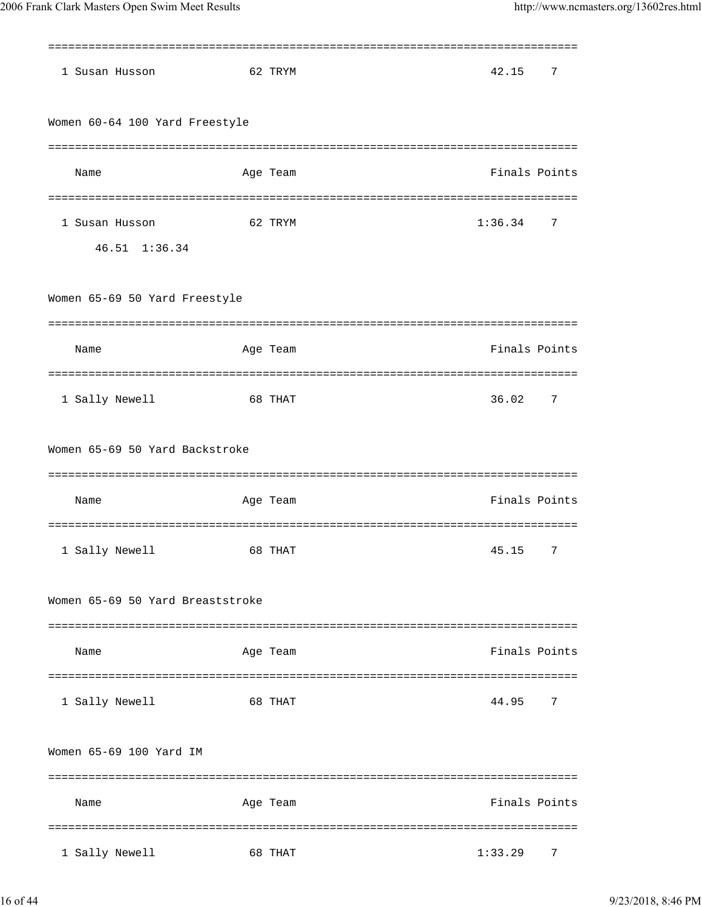| | Name | Age | Team | Finals | Points |
|---|---|---|---|---|---|
| 1 | Susan Husson | 62 | TRYM | 42.15 | 7 |

### Women 60-64 100 Yard Freestyle

| | Name | Age | Team | Finals | Points |
|---|---|---|---|---|---|
| 1 | Susan Husson | 62 | TRYM | 1:36.34 | 7 |
| | 46.51 1:36.34 | | | | |

### Women 65-69 50 Yard Freestyle

| | Name | Age | Team | Finals | Points |
|---|---|---|---|---|---|
| 1 | Sally Newell | 68 | THAT | 36.02 | 7 |

### Women 65-69 50 Yard Backstroke

| | Name | Age | Team | Finals | Points |
|---|---|---|---|---|---|
| 1 | Sally Newell | 68 | THAT | 45.15 | 7 |

### Women 65-69 50 Yard Breaststroke

| | Name | Age | Team | Finals | Points |
|---|---|---|---|---|---|
| 1 | Sally Newell | 68 | THAT | 44.95 | 7 |

### Women 65-69 100 Yard IM

| | Name | Age | Team | Finals | Points |
|---|---|---|---|---|---|
| 1 | Sally Newell | 68 | THAT | 1:33.29 | 7 |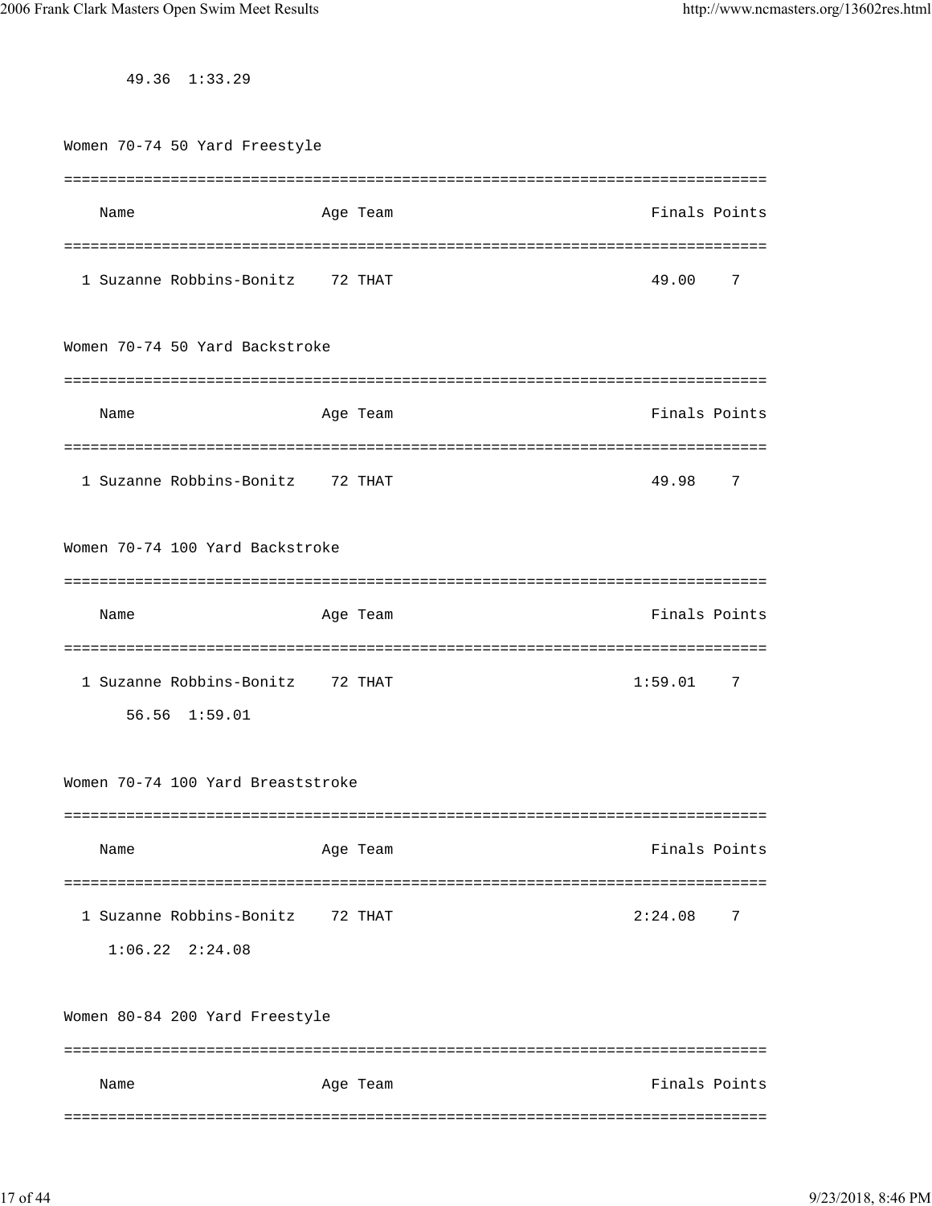49.36 1:33.29

## Women 70-74 50 Yard Freestyle

| | Name | Age | Team | Finals | Points |
|---|---|---|---|---|---|
| 1 | Suzanne Robbins-Bonitz | 72 | THAT | 49.00 | 7 |

## Women 70-74 50 Yard Backstroke

| | Name | Age | Team | Finals | Points |
|---|---|---|---|---|---|
| 1 | Suzanne Robbins-Bonitz | 72 | THAT | 49.98 | 7 |

## Women 70-74 100 Yard Backstroke

| | Name | Age | Team | Finals | Points |
|---|---|---|---|---|---|
| 1 | Suzanne Robbins-Bonitz | 72 | THAT | 1:59.01 | 7 |

56.56 1:59.01

## Women 70-74 100 Yard Breaststroke

| | Name | Age | Team | Finals | Points |
|---|---|---|---|---|---|
| 1 | Suzanne Robbins-Bonitz | 72 | THAT | 2:24.08 | 7 |

1:06.22 2:24.08

## Women 80-84 200 Yard Freestyle

| Name | Age | Team | Finals | Points |
|---|---|---|---|---|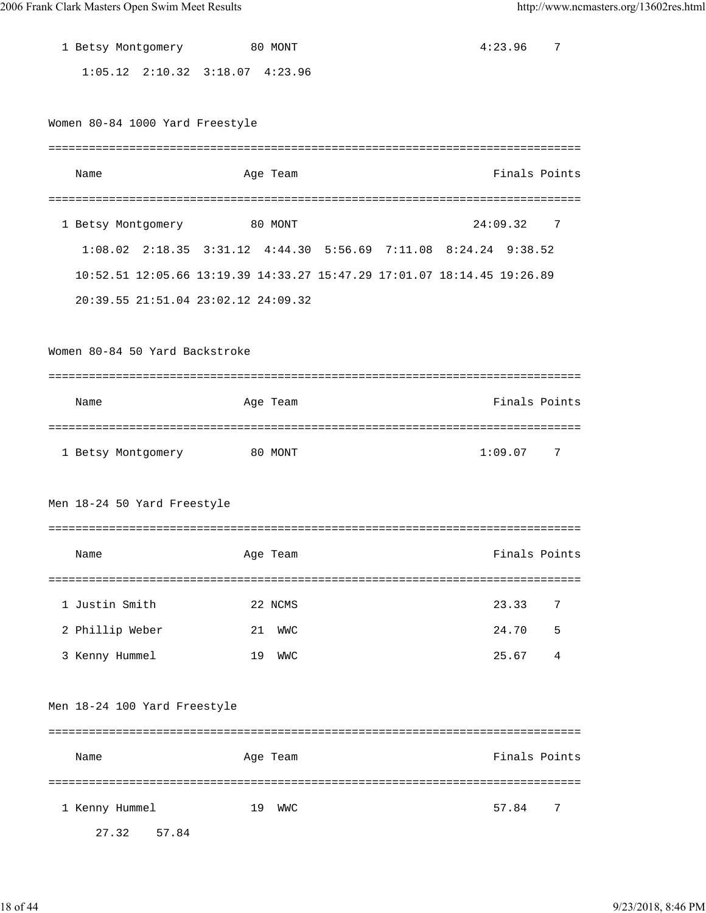| | Name | Age | Team | Finals | Points |
|---|---|---|---|---|---|
| 1 | Betsy Montgomery | 80 | MONT | 4:23.96 | 7 |

1:05.12 2:10.32 3:18.07 4:23.96

## Women 80-84 1000 Yard Freestyle

| | Name | Age | Team | Finals | Points |
|---|---|---|---|---|---|
| 1 | Betsy Montgomery | 80 | MONT | 24:09.32 | 7 |

1:08.02 2:18.35 3:31.12 4:44.30 5:56.69 7:11.08 8:24.24 9:38.52
10:52.51 12:05.66 13:19.39 14:33.27 15:47.29 17:01.07 18:14.45 19:26.89
20:39.55 21:51.04 23:02.12 24:09.32

## Women 80-84 50 Yard Backstroke

| | Name | Age | Team | Finals | Points |
|---|---|---|---|---|---|
| 1 | Betsy Montgomery | 80 | MONT | 1:09.07 | 7 |

## Men 18-24 50 Yard Freestyle

| | Name | Age | Team | Finals | Points |
|---|---|---|---|---|---|
| 1 | Justin Smith | 22 | NCMS | 23.33 | 7 |
| 2 | Phillip Weber | 21 | WWC | 24.70 | 5 |
| 3 | Kenny Hummel | 19 | WWC | 25.67 | 4 |

## Men 18-24 100 Yard Freestyle

| | Name | Age | Team | Finals | Points |
|---|---|---|---|---|---|
| 1 | Kenny Hummel | 19 | WWC | 57.84 | 7 |

27.32 57.84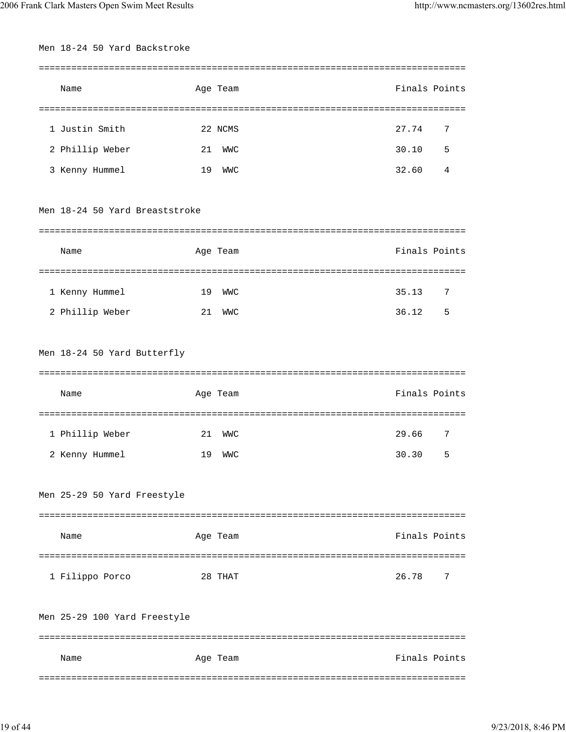## Men 18-24 50 Yard Backstroke

| | Name | Age | Team | Finals | Points |
|---|---|---|---|---|---|
| 1 | Justin Smith | 22 | NCMS | 27.74 | 7 |
| 2 | Phillip Weber | 21 | WWC | 30.10 | 5 |
| 3 | Kenny Hummel | 19 | WWC | 32.60 | 4 |

## Men 18-24 50 Yard Breaststroke

| | Name | Age | Team | Finals | Points |
|---|---|---|---|---|---|
| 1 | Kenny Hummel | 19 | WWC | 35.13 | 7 |
| 2 | Phillip Weber | 21 | WWC | 36.12 | 5 |

## Men 18-24 50 Yard Butterfly

| | Name | Age | Team | Finals | Points |
|---|---|---|---|---|---|
| 1 | Phillip Weber | 21 | WWC | 29.66 | 7 |
| 2 | Kenny Hummel | 19 | WWC | 30.30 | 5 |

## Men 25-29 50 Yard Freestyle

| | Name | Age | Team | Finals | Points |
|---|---|---|---|---|---|
| 1 | Filippo Porco | 28 | THAT | 26.78 | 7 |

## Men 25-29 100 Yard Freestyle

| | Name | Age | Team | Finals | Points |
|---|---|---|---|---|---|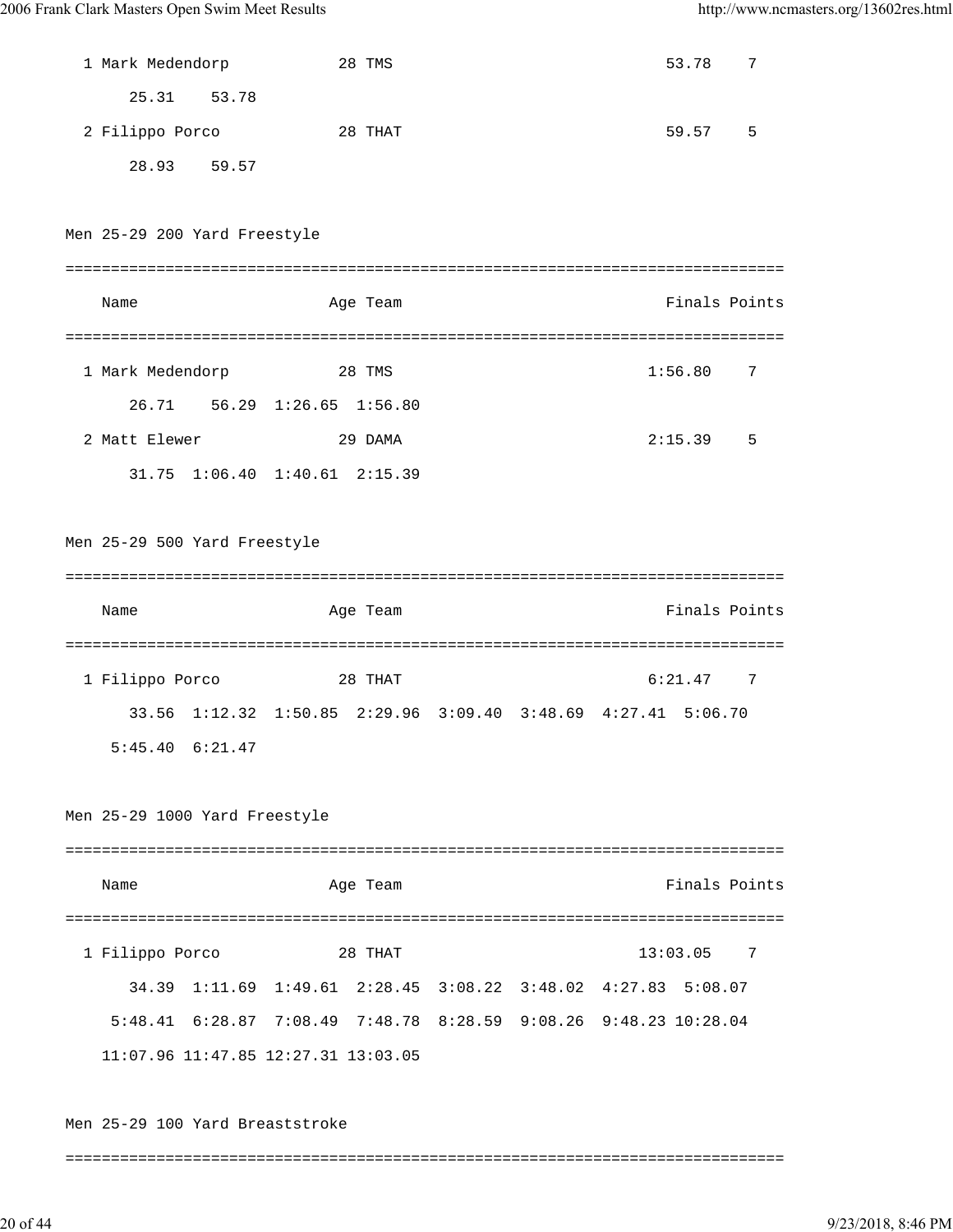```
  1 Mark Medendorp            28 TMS                                   53.78    7
       25.31    53.78
  2 Filippo Porco             28 THAT                                  59.57    5
       28.93    59.57
```

Men 25-29 200 Yard Freestyle

```
===============================================================================
    Name                    Age Team                                Finals Points
===============================================================================
  1 Mark Medendorp            28 TMS                                 1:56.80    7
       26.71    56.29  1:26.65  1:56.80
  2 Matt Elewer               29 DAMA                                2:15.39    5
       31.75  1:06.40  1:40.61  2:15.39
```

Men 25-29 500 Yard Freestyle

```
===============================================================================
    Name                    Age Team                                Finals Points
===============================================================================
  1 Filippo Porco             28 THAT                                6:21.47    7
       33.56  1:12.32  1:50.85  2:29.96  3:09.40  3:48.69  4:27.41  5:06.70
     5:45.40  6:21.47
```

Men 25-29 1000 Yard Freestyle

```
===============================================================================
    Name                    Age Team                                Finals Points
===============================================================================
  1 Filippo Porco             28 THAT                               13:03.05    7
       34.39  1:11.69  1:49.61  2:28.45  3:08.22  3:48.02  4:27.83  5:08.07
     5:48.41  6:28.87  7:08.49  7:48.78  8:28.59  9:08.26  9:48.23 10:28.04
    11:07.96 11:47.85 12:27.31 13:03.05
```

Men 25-29 100 Yard Breaststroke

```
===============================================================================
```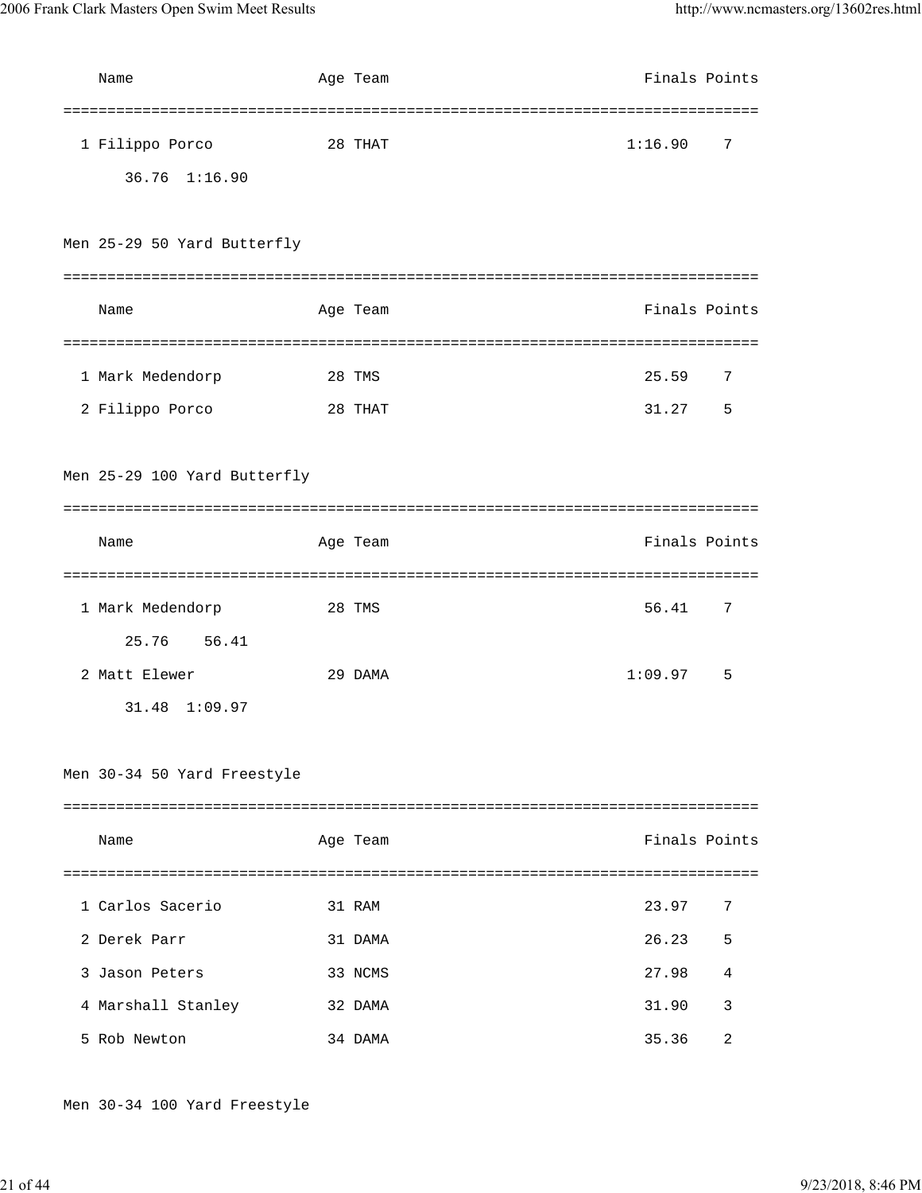| | Name | Age | Team | Finals | Points |
|---|---|---|---|---|---|
| 1 | Filippo Porco | 28 | THAT | 1:16.90 | 7 |
| | 36.76 1:16.90 | | | | |

## Men 25-29 50 Yard Butterfly

| | Name | Age | Team | Finals | Points |
|---|---|---|---|---|---|
| 1 | Mark Medendorp | 28 | TMS | 25.59 | 7 |
| 2 | Filippo Porco | 28 | THAT | 31.27 | 5 |

## Men 25-29 100 Yard Butterfly

| | Name | Age | Team | Finals | Points |
|---|---|---|---|---|---|
| 1 | Mark Medendorp | 28 | TMS | 56.41 | 7 |
| | 25.76 56.41 | | | | |
| 2 | Matt Elewer | 29 | DAMA | 1:09.97 | 5 |
| | 31.48 1:09.97 | | | | |

## Men 30-34 50 Yard Freestyle

| | Name | Age | Team | Finals | Points |
|---|---|---|---|---|---|
| 1 | Carlos Sacerio | 31 | RAM | 23.97 | 7 |
| 2 | Derek Parr | 31 | DAMA | 26.23 | 5 |
| 3 | Jason Peters | 33 | NCMS | 27.98 | 4 |
| 4 | Marshall Stanley | 32 | DAMA | 31.90 | 3 |
| 5 | Rob Newton | 34 | DAMA | 35.36 | 2 |

## Men 30-34 100 Yard Freestyle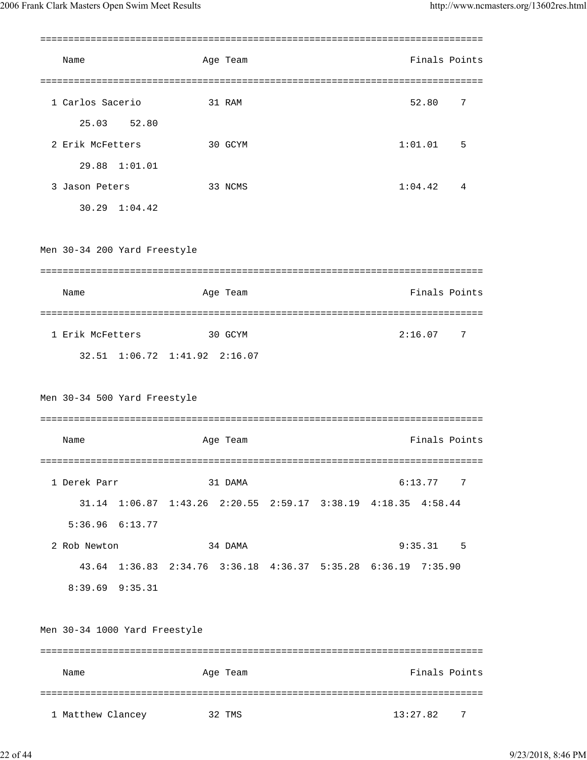| Name | Age | Team | Finals | Points |
|---|---|---|---|---|
| 1 Carlos Sacerio | 31 | RAM | 52.80 | 7 |
| 25.03 52.80 | | | | |
| 2 Erik McFetters | 30 | GCYM | 1:01.01 | 5 |
| 29.88 1:01.01 | | | | |
| 3 Jason Peters | 33 | NCMS | 1:04.42 | 4 |
| 30.29 1:04.42 | | | | |

### Men 30-34 200 Yard Freestyle

| Name | Age | Team | Finals | Points |
|---|---|---|---|---|
| 1 Erik McFetters | 30 | GCYM | 2:16.07 | 7 |
| 32.51 1:06.72 1:41.92 2:16.07 | | | | |

### Men 30-34 500 Yard Freestyle

| Name | Age | Team | Finals | Points |
|---|---|---|---|---|
| 1 Derek Parr | 31 | DAMA | 6:13.77 | 7 |
| 31.14 1:06.87 1:43.26 2:20.55 2:59.17 3:38.19 4:18.35 4:58.44 5:36.96 6:13.77 | | | | |
| 2 Rob Newton | 34 | DAMA | 9:35.31 | 5 |
| 43.64 1:36.83 2:34.76 3:36.18 4:36.37 5:35.28 6:36.19 7:35.90 8:39.69 9:35.31 | | | | |

### Men 30-34 1000 Yard Freestyle

| Name | Age | Team | Finals | Points |
|---|---|---|---|---|
| 1 Matthew Clancey | 32 | TMS | 13:27.82 | 7 |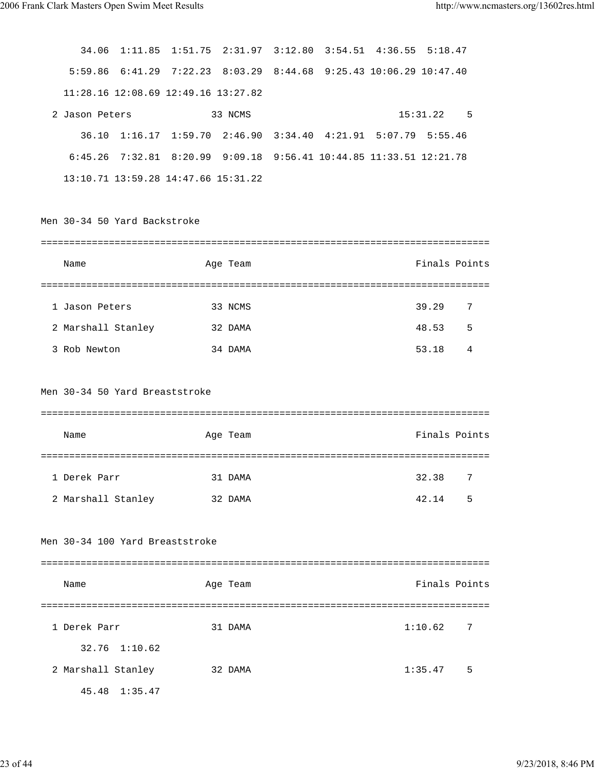34.06 1:11.85 1:51.75 2:31.97 3:12.80 3:54.51 4:36.55 5:18.47
5:59.86 6:41.29 7:22.23 8:03.29 8:44.68 9:25.43 10:06.29 10:47.40
11:28.16 12:08.69 12:49.16 13:27.82

| | Name | Age | Team | Finals | Points |
|---|---|---|---|---|---|
| 2 | Jason Peters | 33 | NCMS | 15:31.22 | 5 |

36.10 1:16.17 1:59.70 2:46.90 3:34.40 4:21.91 5:07.79 5:55.46
6:45.26 7:32.81 8:20.99 9:09.18 9:56.41 10:44.85 11:33.51 12:21.78
13:10.71 13:59.28 14:47.66 15:31.22

## Men 30-34 50 Yard Backstroke

| | Name | Age | Team | Finals | Points |
|---|---|---|---|---|---|
| 1 | Jason Peters | 33 | NCMS | 39.29 | 7 |
| 2 | Marshall Stanley | 32 | DAMA | 48.53 | 5 |
| 3 | Rob Newton | 34 | DAMA | 53.18 | 4 |

## Men 30-34 50 Yard Breaststroke

| | Name | Age | Team | Finals | Points |
|---|---|---|---|---|---|
| 1 | Derek Parr | 31 | DAMA | 32.38 | 7 |
| 2 | Marshall Stanley | 32 | DAMA | 42.14 | 5 |

## Men 30-34 100 Yard Breaststroke

| | Name | Age | Team | Finals | Points |
|---|---|---|---|---|---|
| 1 | Derek Parr | 31 | DAMA | 1:10.62 | 7 |
| | 32.76 1:10.62 | | | | |
| 2 | Marshall Stanley | 32 | DAMA | 1:35.47 | 5 |
| | 45.48 1:35.47 | | | | |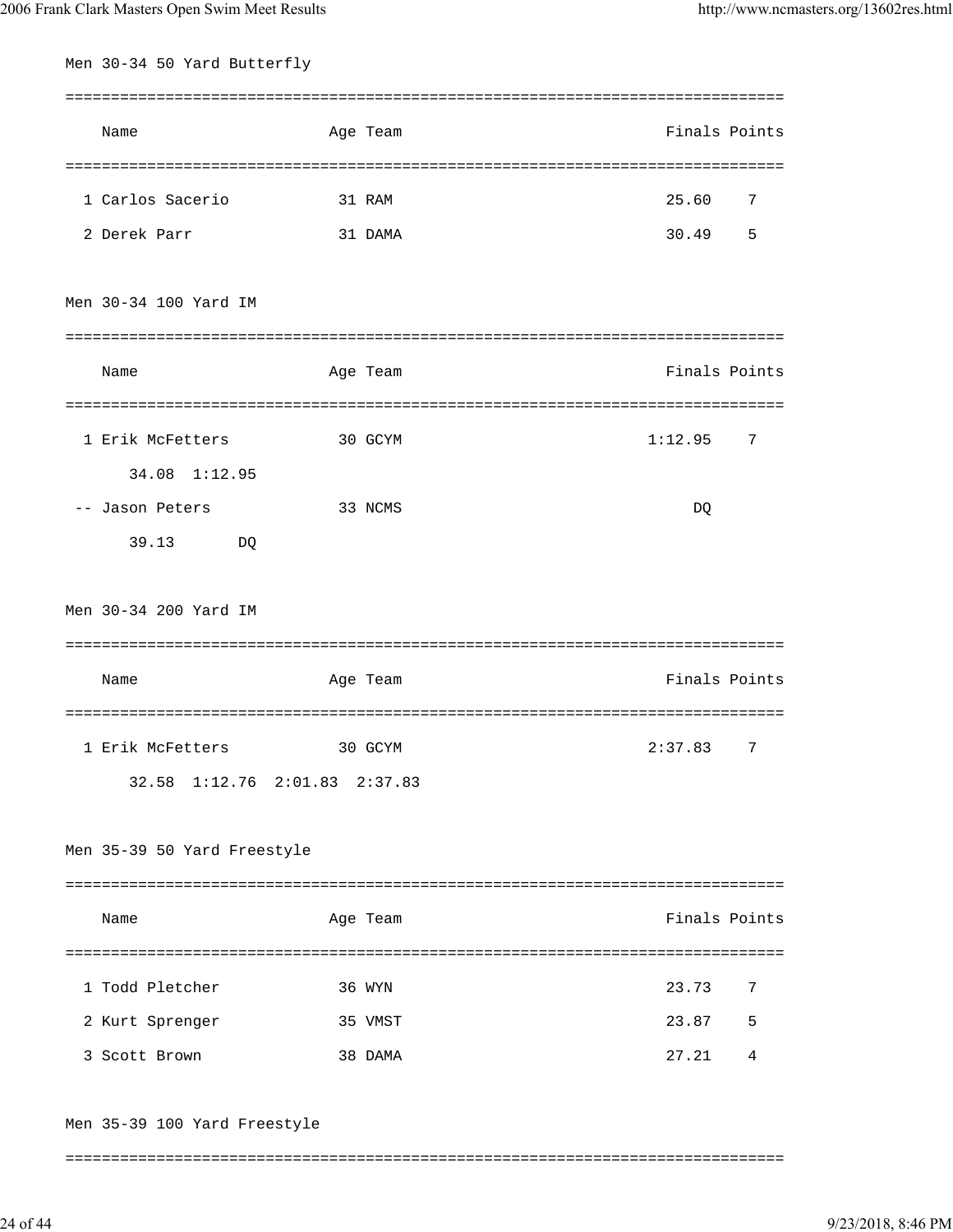## Men 30-34 50 Yard Butterfly

| | Name | Age | Team | Finals | Points |
|---|---|---|---|---|---|
| 1 | Carlos Sacerio | 31 | RAM | 25.60 | 7 |
| 2 | Derek Parr | 31 | DAMA | 30.49 | 5 |

## Men 30-34 100 Yard IM

| | Name | Age | Team | Finals | Points |
|---|---|---|---|---|---|
| 1 | Erik McFetters | 30 | GCYM | 1:12.95 | 7 |
| | 34.08 1:12.95 | | | | |
| -- | Jason Peters | 33 | NCMS | DQ | |
| | 39.13 DQ | | | | |

## Men 30-34 200 Yard IM

| | Name | Age | Team | Finals | Points |
|---|---|---|---|---|---|
| 1 | Erik McFetters | 30 | GCYM | 2:37.83 | 7 |
| | 32.58 1:12.76 2:01.83 2:37.83 | | | | |

## Men 35-39 50 Yard Freestyle

| | Name | Age | Team | Finals | Points |
|---|---|---|---|---|---|
| 1 | Todd Pletcher | 36 | WYN | 23.73 | 7 |
| 2 | Kurt Sprenger | 35 | VMST | 23.87 | 5 |
| 3 | Scott Brown | 38 | DAMA | 27.21 | 4 |

## Men 35-39 100 Yard Freestyle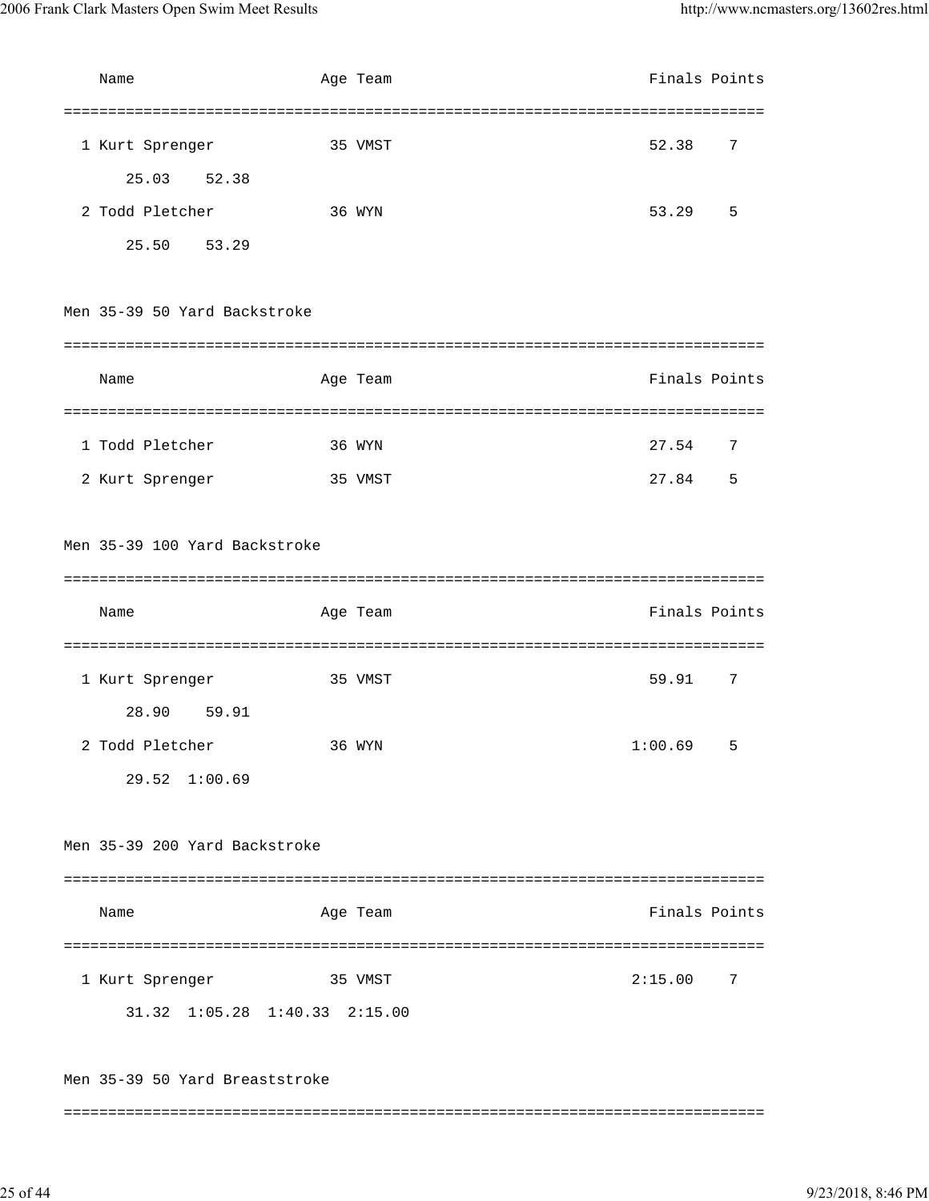| Name | Age | Team | Finals | Points |
|---|---|---|---|---|
| 1 Kurt Sprenger | 35 | VMST | 52.38 | 7 |
| 25.03 52.38 | | | | |
| 2 Todd Pletcher | 36 | WYN | 53.29 | 5 |
| 25.50 53.29 | | | | |

### Men 35-39 50 Yard Backstroke

| Name | Age | Team | Finals | Points |
|---|---|---|---|---|
| 1 Todd Pletcher | 36 | WYN | 27.54 | 7 |
| 2 Kurt Sprenger | 35 | VMST | 27.84 | 5 |

### Men 35-39 100 Yard Backstroke

| Name | Age | Team | Finals | Points |
|---|---|---|---|---|
| 1 Kurt Sprenger | 35 | VMST | 59.91 | 7 |
| 28.90 59.91 | | | | |
| 2 Todd Pletcher | 36 | WYN | 1:00.69 | 5 |
| 29.52 1:00.69 | | | | |

### Men 35-39 200 Yard Backstroke

| Name | Age | Team | Finals | Points |
|---|---|---|---|---|
| 1 Kurt Sprenger | 35 | VMST | 2:15.00 | 7 |
| 31.32 1:05.28 1:40.33 2:15.00 | | | | |

### Men 35-39 50 Yard Breaststroke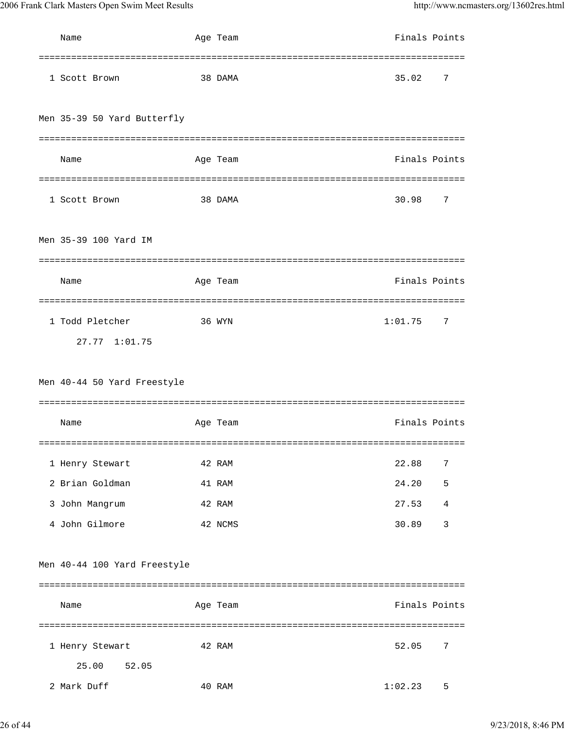| Name | Age | Team | Finals | Points |
|---|---|---|---|---|
| 1 Scott Brown | 38 | DAMA | 35.02 | 7 |

### Men 35-39 50 Yard Butterfly

| Name | Age | Team | Finals | Points |
|---|---|---|---|---|
| 1 Scott Brown | 38 | DAMA | 30.98 | 7 |

### Men 35-39 100 Yard IM

| Name | Age | Team | Finals | Points |
|---|---|---|---|---|
| 1 Todd Pletcher | 36 | WYN | 1:01.75 | 7 |
| 27.77 1:01.75 | | | | |

### Men 40-44 50 Yard Freestyle

| Name | Age | Team | Finals | Points |
|---|---|---|---|---|
| 1 Henry Stewart | 42 | RAM | 22.88 | 7 |
| 2 Brian Goldman | 41 | RAM | 24.20 | 5 |
| 3 John Mangrum | 42 | RAM | 27.53 | 4 |
| 4 John Gilmore | 42 | NCMS | 30.89 | 3 |

### Men 40-44 100 Yard Freestyle

| Name | Age | Team | Finals | Points |
|---|---|---|---|---|
| 1 Henry Stewart | 42 | RAM | 52.05 | 7 |
| 25.00 52.05 | | | | |
| 2 Mark Duff | 40 | RAM | 1:02.23 | 5 |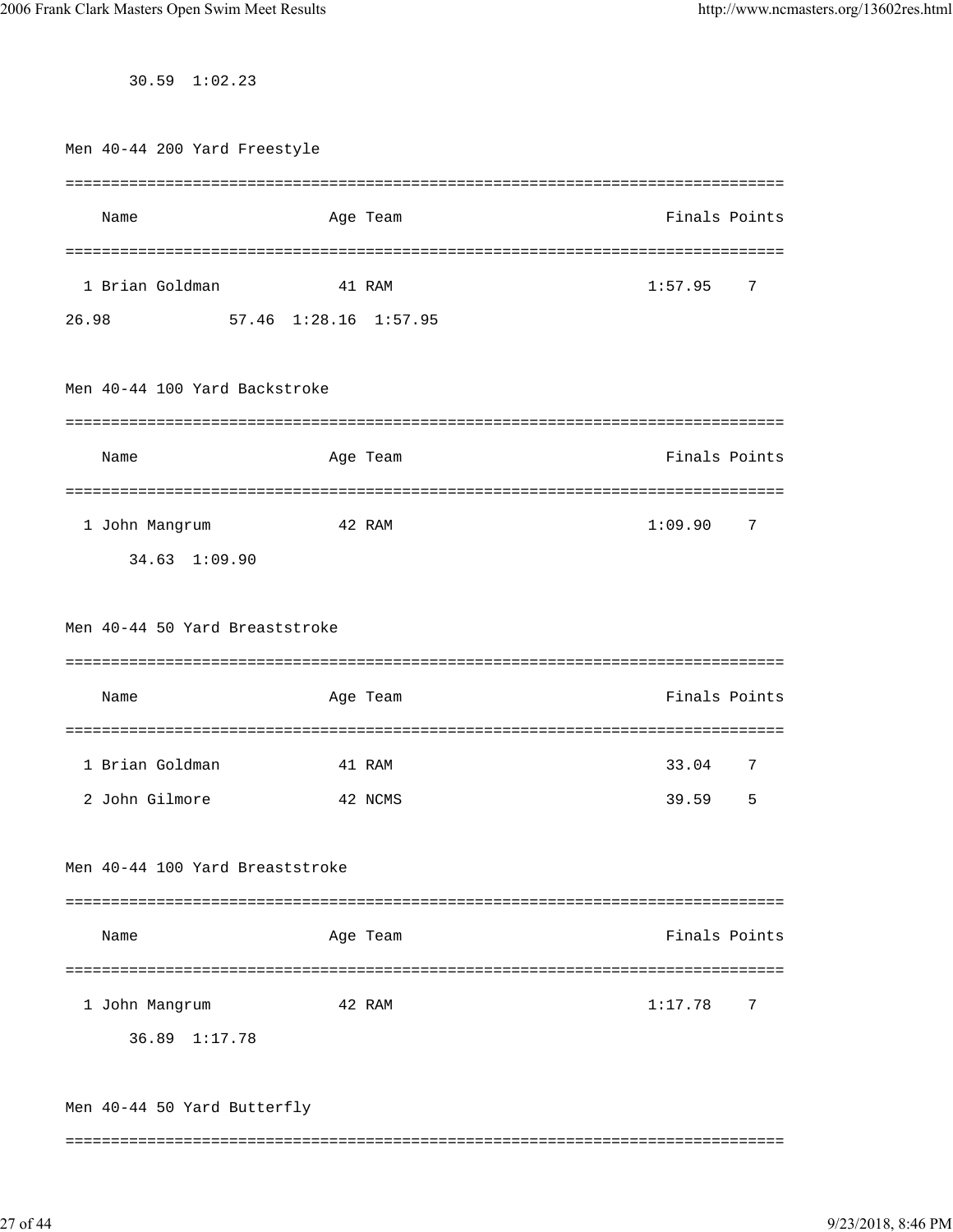30.59  1:02.23

### Men 40-44 200 Yard Freestyle

| | Name | Age | Team | Finals | Points |
|---|---|---|---|---|---|
| 1 | Brian Goldman | 41 | RAM | 1:57.95 | 7 |

26.98  57.46  1:28.16  1:57.95

### Men 40-44 100 Yard Backstroke

| | Name | Age | Team | Finals | Points |
|---|---|---|---|---|---|
| 1 | John Mangrum | 42 | RAM | 1:09.90 | 7 |

34.63  1:09.90

### Men 40-44 50 Yard Breaststroke

| | Name | Age | Team | Finals | Points |
|---|---|---|---|---|---|
| 1 | Brian Goldman | 41 | RAM | 33.04 | 7 |
| 2 | John Gilmore | 42 | NCMS | 39.59 | 5 |

### Men 40-44 100 Yard Breaststroke

| | Name | Age | Team | Finals | Points |
|---|---|---|---|---|---|
| 1 | John Mangrum | 42 | RAM | 1:17.78 | 7 |

36.89  1:17.78

### Men 40-44 50 Yard Butterfly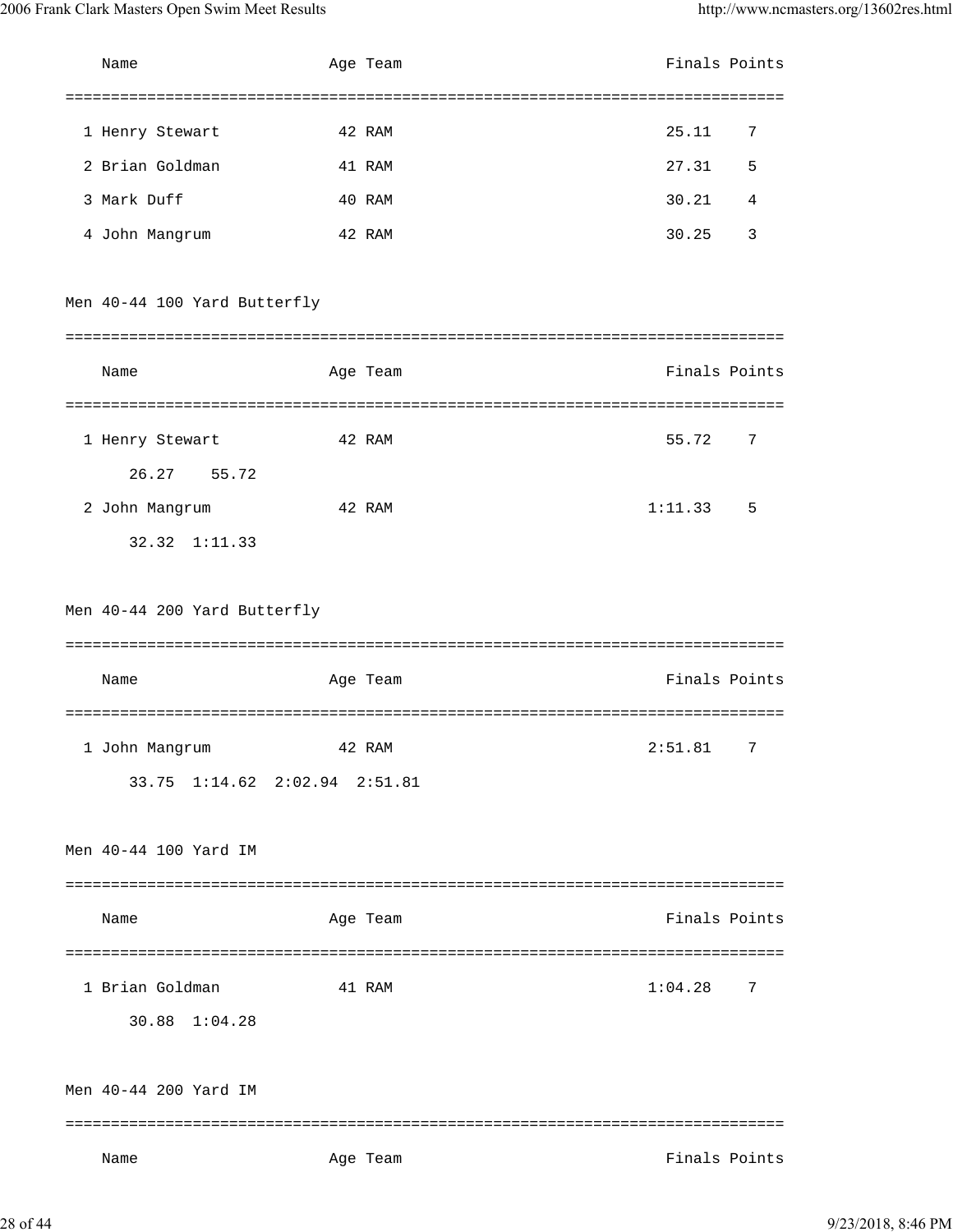| Name | Age | Team | Finals | Points |
|---|---|---|---|---|
| 1 Henry Stewart | 42 | RAM | 25.11 | 7 |
| 2 Brian Goldman | 41 | RAM | 27.31 | 5 |
| 3 Mark Duff | 40 | RAM | 30.21 | 4 |
| 4 John Mangrum | 42 | RAM | 30.25 | 3 |

## Men 40-44 100 Yard Butterfly

| Name | Age | Team | Finals | Points |
|---|---|---|---|---|
| 1 Henry Stewart | 42 | RAM | 55.72 | 7 |
| 26.27    55.72 | | | | |
| 2 John Mangrum | 42 | RAM | 1:11.33 | 5 |
| 32.32  1:11.33 | | | | |

## Men 40-44 200 Yard Butterfly

| Name | Age | Team | Finals | Points |
|---|---|---|---|---|
| 1 John Mangrum | 42 | RAM | 2:51.81 | 7 |
| 33.75  1:14.62  2:02.94  2:51.81 | | | | |

## Men 40-44 100 Yard IM

| Name | Age | Team | Finals | Points |
|---|---|---|---|---|
| 1 Brian Goldman | 41 | RAM | 1:04.28 | 7 |
| 30.88  1:04.28 | | | | |

## Men 40-44 200 Yard IM

| Name | Age | Team | Finals | Points |
|---|---|---|---|---|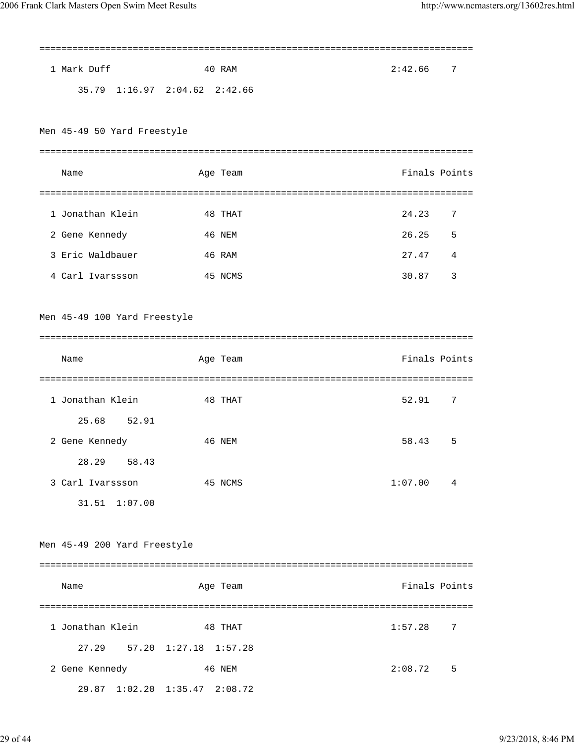| | Name | Age | Team | Finals | Points |
|---|---|---|---|---|---|
| 1 | Mark Duff | 40 | RAM | 2:42.66 | 7 |
| | 35.79 1:16.97 2:04.62 2:42.66 | | | | |

### Men 45-49 50 Yard Freestyle

| | Name | Age | Team | Finals | Points |
|---|---|---|---|---|---|
| 1 | Jonathan Klein | 48 | THAT | 24.23 | 7 |
| 2 | Gene Kennedy | 46 | NEM | 26.25 | 5 |
| 3 | Eric Waldbauer | 46 | RAM | 27.47 | 4 |
| 4 | Carl Ivarssson | 45 | NCMS | 30.87 | 3 |

### Men 45-49 100 Yard Freestyle

| | Name | Age | Team | Finals | Points |
|---|---|---|---|---|---|
| 1 | Jonathan Klein | 48 | THAT | 52.91 | 7 |
| | 25.68 52.91 | | | | |
| 2 | Gene Kennedy | 46 | NEM | 58.43 | 5 |
| | 28.29 58.43 | | | | |
| 3 | Carl Ivarssson | 45 | NCMS | 1:07.00 | 4 |
| | 31.51 1:07.00 | | | | |

### Men 45-49 200 Yard Freestyle

| | Name | Age | Team | Finals | Points |
|---|---|---|---|---|---|
| 1 | Jonathan Klein | 48 | THAT | 1:57.28 | 7 |
| | 27.29 57.20 1:27.18 1:57.28 | | | | |
| 2 | Gene Kennedy | 46 | NEM | 2:08.72 | 5 |
| | 29.87 1:02.20 1:35.47 2:08.72 | | | | |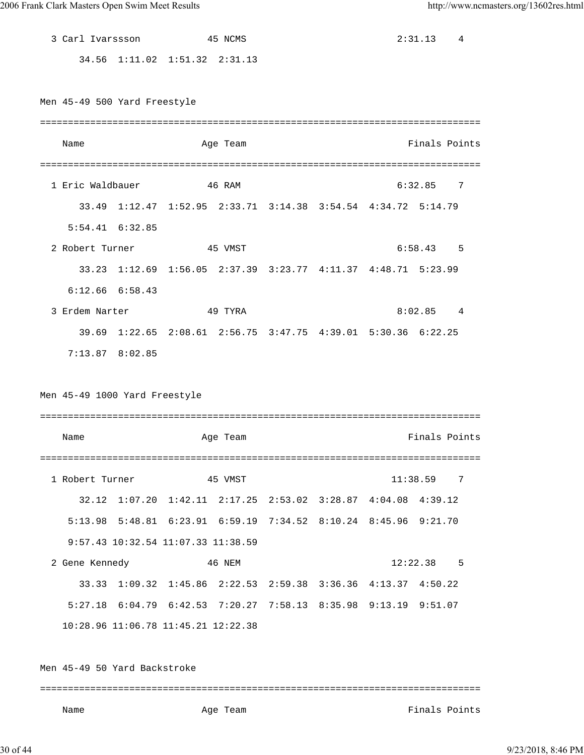```
  3 Carl Ivarssson          45 NCMS                        2:31.13    4
       34.56  1:11.02  1:51.32  2:31.13
```

Men 45-49 500 Yard Freestyle

```
===============================================================================
    Name                    Age Team                            Finals Points
===============================================================================
  1 Eric Waldbauer          46 RAM                         6:32.85    7
       33.49  1:12.47  1:52.95  2:33.71  3:14.38  3:54.54  4:34.72  5:14.79
     5:54.41  6:32.85
  2 Robert Turner           45 VMST                        6:58.43    5
       33.23  1:12.69  1:56.05  2:37.39  3:23.77  4:11.37  4:48.71  5:23.99
     6:12.66  6:58.43
  3 Erdem Narter            49 TYRA                        8:02.85    4
       39.69  1:22.65  2:08.61  2:56.75  3:47.75  4:39.01  5:30.36  6:22.25
     7:13.87  8:02.85
```

Men 45-49 1000 Yard Freestyle

```
===============================================================================
    Name                    Age Team                            Finals Points
===============================================================================
  1 Robert Turner           45 VMST                       11:38.59    7
       32.12  1:07.20  1:42.11  2:17.25  2:53.02  3:28.87  4:04.08  4:39.12
     5:13.98  5:48.81  6:23.91  6:59.19  7:34.52  8:10.24  8:45.96  9:21.70
     9:57.43 10:32.54 11:07.33 11:38.59
  2 Gene Kennedy            46 NEM                        12:22.38    5
       33.33  1:09.32  1:45.86  2:22.53  2:59.38  3:36.36  4:13.37  4:50.22
     5:27.18  6:04.79  6:42.53  7:20.27  7:58.13  8:35.98  9:13.19  9:51.07
    10:28.96 11:06.78 11:45.21 12:22.38
```

Men 45-49 50 Yard Backstroke

```
===============================================================================
    Name                    Age Team                            Finals Points
```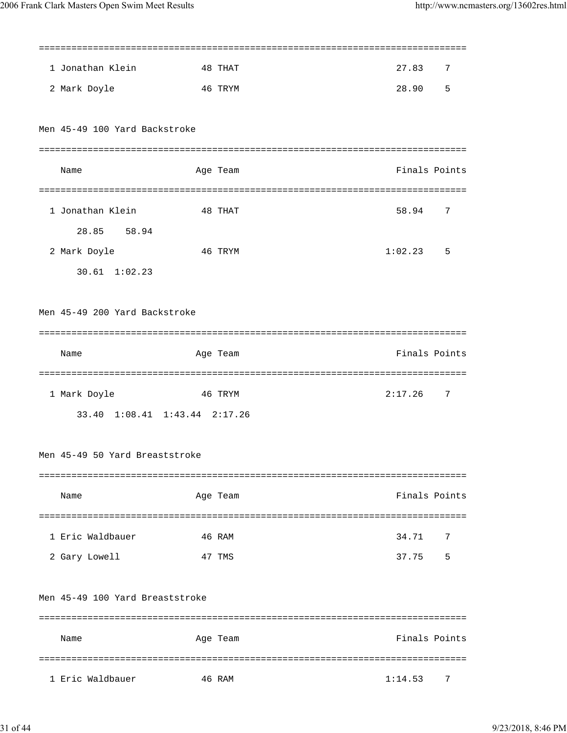| Place | Name | Age | Team | Finals | Points |
|---|---|---|---|---|---|
| 1 | Jonathan Klein | 48 | THAT | 27.83 | 7 |
| 2 | Mark Doyle | 46 | TRYM | 28.90 | 5 |

## Men 45-49 100 Yard Backstroke

| Place | Name | Age | Team | Finals | Points |
|---|---|---|---|---|---|
| 1 | Jonathan Klein | 48 | THAT | 58.94 | 7 |
| | 28.85 58.94 | | | | |
| 2 | Mark Doyle | 46 | TRYM | 1:02.23 | 5 |
| | 30.61 1:02.23 | | | | |

## Men 45-49 200 Yard Backstroke

| Place | Name | Age | Team | Finals | Points |
|---|---|---|---|---|---|
| 1 | Mark Doyle | 46 | TRYM | 2:17.26 | 7 |
| | 33.40 1:08.41 1:43.44 2:17.26 | | | | |

## Men 45-49 50 Yard Breaststroke

| Place | Name | Age | Team | Finals | Points |
|---|---|---|---|---|---|
| 1 | Eric Waldbauer | 46 | RAM | 34.71 | 7 |
| 2 | Gary Lowell | 47 | TMS | 37.75 | 5 |

## Men 45-49 100 Yard Breaststroke

| Place | Name | Age | Team | Finals | Points |
|---|---|---|---|---|---|
| 1 | Eric Waldbauer | 46 | RAM | 1:14.53 | 7 |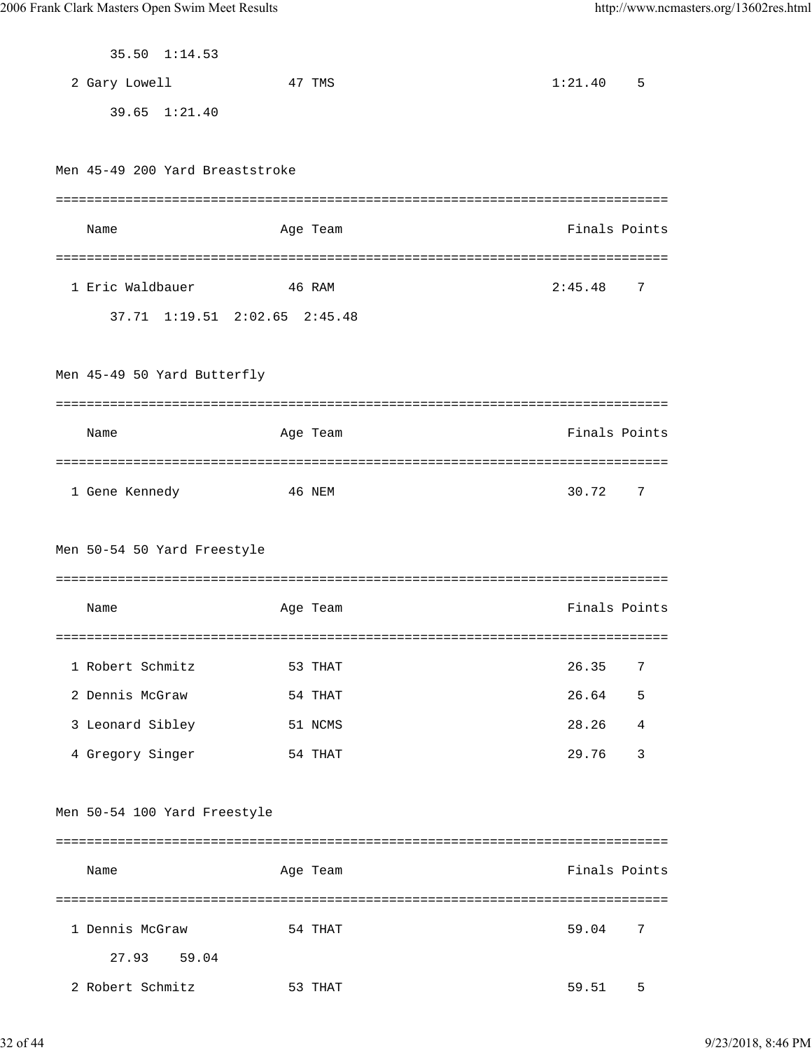```
       35.50  1:14.53
  2 Gary Lowell             47 TMS                              1:21.40    5
       39.65  1:21.40
```

Men 45-49 200 Yard Breaststroke

```
===============================================================================
    Name                    Age Team                              Finals Points
===============================================================================
  1 Eric Waldbauer          46 RAM                              2:45.48    7
       37.71  1:19.51  2:02.65  2:45.48
```

Men 45-49 50 Yard Butterfly

```
===============================================================================
    Name                    Age Team                              Finals Points
===============================================================================
  1 Gene Kennedy            46 NEM                                30.72    7
```

Men 50-54 50 Yard Freestyle

```
===============================================================================
    Name                    Age Team                              Finals Points
===============================================================================
  1 Robert Schmitz          53 THAT                               26.35    7
  2 Dennis McGraw           54 THAT                               26.64    5
  3 Leonard Sibley          51 NCMS                               28.26    4
  4 Gregory Singer          54 THAT                               29.76    3
```

Men 50-54 100 Yard Freestyle

```
===============================================================================
    Name                    Age Team                              Finals Points
===============================================================================
  1 Dennis McGraw           54 THAT                               59.04    7
       27.93    59.04
  2 Robert Schmitz          53 THAT                               59.51    5
```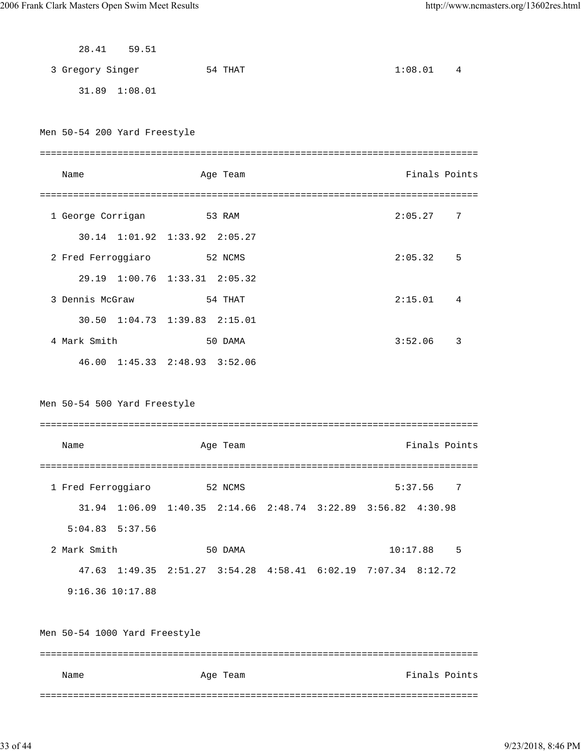28.41 59.51

3 Gregory Singer 54 THAT 1:08.01 4

31.89 1:08.01

Men 50-54 200 Yard Freestyle

```
===============================================================================
    Name                    Age Team                               Finals Points
===============================================================================
  1 George Corrigan          53 RAM                               2:05.27    7
       30.14  1:01.92  1:33.92  2:05.27
  2 Fred Ferroggiaro         52 NCMS                              2:05.32    5
       29.19  1:00.76  1:33.31  2:05.32
  3 Dennis McGraw            54 THAT                              2:15.01    4
       30.50  1:04.73  1:39.83  2:15.01
  4 Mark Smith               50 DAMA                              3:52.06    3
       46.00  1:45.33  2:48.93  3:52.06
```

Men 50-54 500 Yard Freestyle

```
===============================================================================
    Name                    Age Team                               Finals Points
===============================================================================
  1 Fred Ferroggiaro         52 NCMS                              5:37.56    7
       31.94  1:06.09  1:40.35  2:14.66  2:48.74  3:22.89  3:56.82  4:30.98
     5:04.83  5:37.56
  2 Mark Smith               50 DAMA                             10:17.88    5
       47.63  1:49.35  2:51.27  3:54.28  4:58.41  6:02.19  7:07.34  8:12.72
     9:16.36 10:17.88
```

Men 50-54 1000 Yard Freestyle

```
===============================================================================
    Name                    Age Team                               Finals Points
===============================================================================
```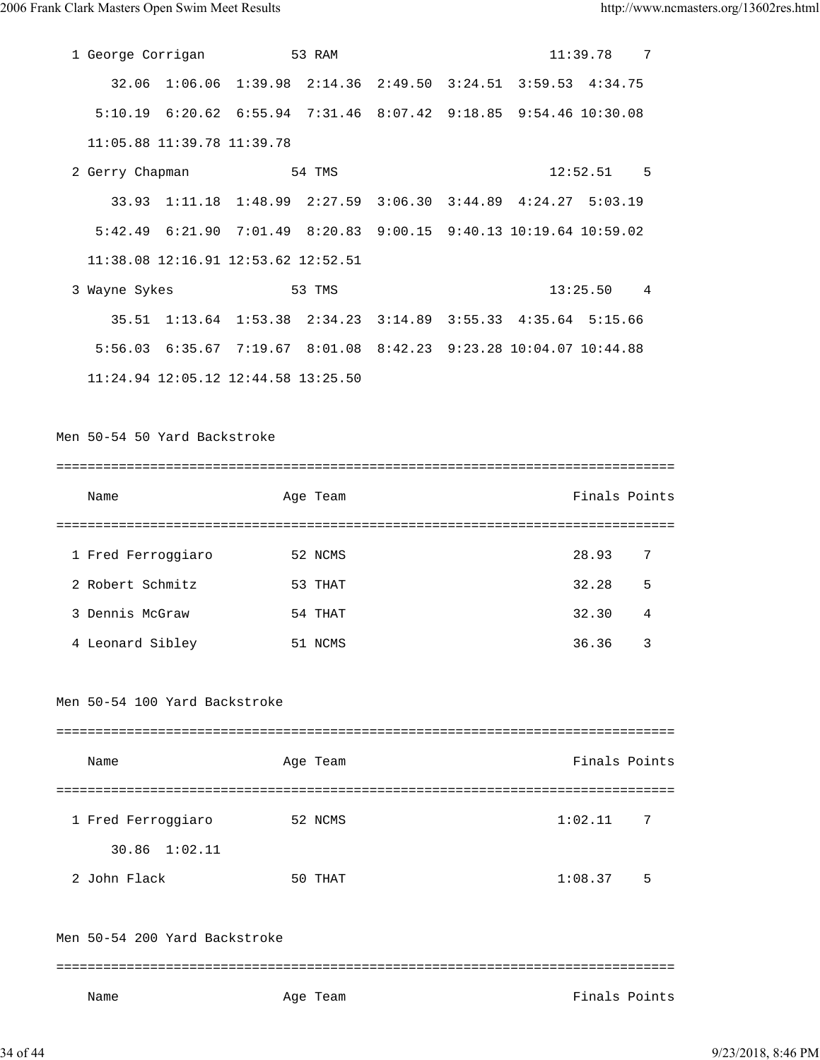```
  1 George Corrigan           53 RAM                          11:39.78    7
      32.06  1:06.06  1:39.98  2:14.36  2:49.50  3:24.51  3:59.53  4:34.75
    5:10.19  6:20.62  6:55.94  7:31.46  8:07.42  9:18.85  9:54.46 10:30.08
   11:05.88 11:39.78 11:39.78
  2 Gerry Chapman             54 TMS                          12:52.51    5
      33.93  1:11.18  1:48.99  2:27.59  3:06.30  3:44.89  4:24.27  5:03.19
    5:42.49  6:21.90  7:01.49  8:20.83  9:00.15  9:40.13 10:19.64 10:59.02
   11:38.08 12:16.91 12:53.62 12:52.51
  3 Wayne Sykes               53 TMS                          13:25.50    4
      35.51  1:13.64  1:53.38  2:34.23  3:14.89  3:55.33  4:35.64  5:15.66
    5:56.03  6:35.67  7:19.67  8:01.08  8:42.23  9:23.28 10:04.07 10:44.88
   11:24.94 12:05.12 12:44.58 13:25.50
```

Men 50-54 50 Yard Backstroke

```
===============================================================================
    Name                    Age Team                            Finals Points
===============================================================================
  1 Fred Ferroggiaro          52 NCMS                            28.93    7
  2 Robert Schmitz            53 THAT                            32.28    5
  3 Dennis McGraw             54 THAT                            32.30    4
  4 Leonard Sibley            51 NCMS                            36.36    3
```

Men 50-54 100 Yard Backstroke

```
===============================================================================
    Name                    Age Team                            Finals Points
===============================================================================
  1 Fred Ferroggiaro          52 NCMS                          1:02.11    7
      30.86  1:02.11
  2 John Flack                50 THAT                          1:08.37    5
```

Men 50-54 200 Yard Backstroke

```
===============================================================================
    Name                    Age Team                            Finals Points
```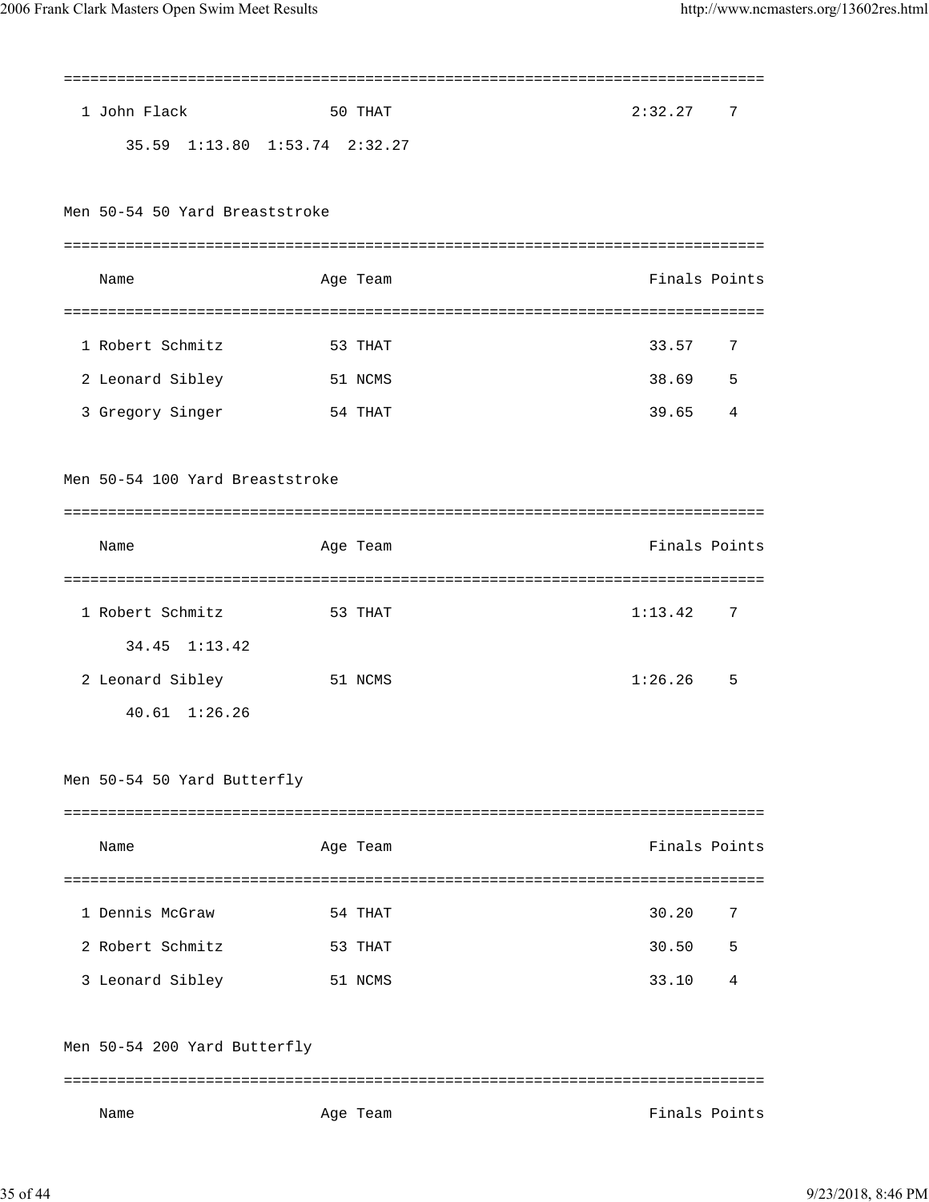| | Name | Age | Team | Finals | Points |
|---|---|---|---|---|---|
| 1 | John Flack | 50 | THAT | 2:32.27 | 7 |
| | 35.59 1:13.80 1:53.74 2:32.27 | | | | |

## Men 50-54 50 Yard Breaststroke

| | Name | Age | Team | Finals | Points |
|---|---|---|---|---|---|
| 1 | Robert Schmitz | 53 | THAT | 33.57 | 7 |
| 2 | Leonard Sibley | 51 | NCMS | 38.69 | 5 |
| 3 | Gregory Singer | 54 | THAT | 39.65 | 4 |

## Men 50-54 100 Yard Breaststroke

| | Name | Age | Team | Finals | Points |
|---|---|---|---|---|---|
| 1 | Robert Schmitz | 53 | THAT | 1:13.42 | 7 |
| | 34.45 1:13.42 | | | | |
| 2 | Leonard Sibley | 51 | NCMS | 1:26.26 | 5 |
| | 40.61 1:26.26 | | | | |

## Men 50-54 50 Yard Butterfly

| | Name | Age | Team | Finals | Points |
|---|---|---|---|---|---|
| 1 | Dennis McGraw | 54 | THAT | 30.20 | 7 |
| 2 | Robert Schmitz | 53 | THAT | 30.50 | 5 |
| 3 | Leonard Sibley | 51 | NCMS | 33.10 | 4 |

## Men 50-54 200 Yard Butterfly

| | Name | Age | Team | Finals | Points |
|---|---|---|---|---|---|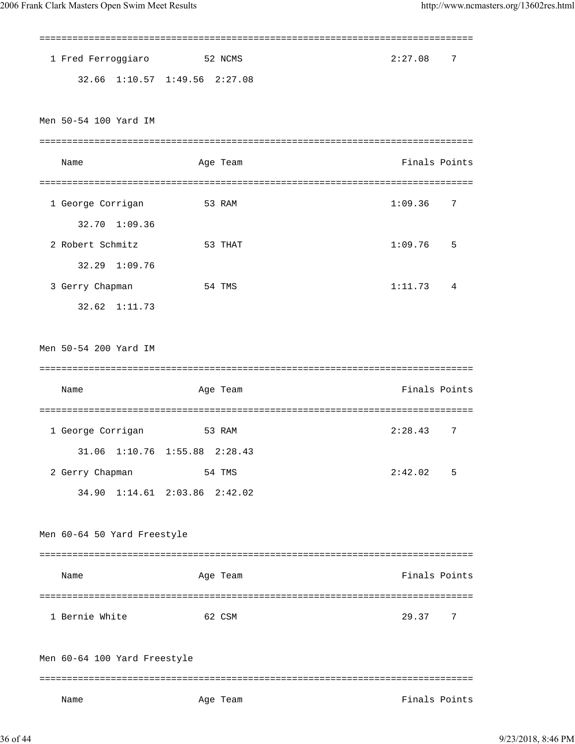| | Name | Age | Team | Finals | Points |
|---|---|---|---|---|---|
| 1 | Fred Ferroggiaro | 52 | NCMS | 2:27.08 | 7 |
| | 32.66 1:10.57 1:49.56 2:27.08 | | | | |

## Men 50-54 100 Yard IM

| | Name | Age | Team | Finals | Points |
|---|---|---|---|---|---|
| 1 | George Corrigan | 53 | RAM | 1:09.36 | 7 |
| | 32.70 1:09.36 | | | | |
| 2 | Robert Schmitz | 53 | THAT | 1:09.76 | 5 |
| | 32.29 1:09.76 | | | | |
| 3 | Gerry Chapman | 54 | TMS | 1:11.73 | 4 |
| | 32.62 1:11.73 | | | | |

## Men 50-54 200 Yard IM

| | Name | Age | Team | Finals | Points |
|---|---|---|---|---|---|
| 1 | George Corrigan | 53 | RAM | 2:28.43 | 7 |
| | 31.06 1:10.76 1:55.88 2:28.43 | | | | |
| 2 | Gerry Chapman | 54 | TMS | 2:42.02 | 5 |
| | 34.90 1:14.61 2:03.86 2:42.02 | | | | |

## Men 60-64 50 Yard Freestyle

| | Name | Age | Team | Finals | Points |
|---|---|---|---|---|---|
| 1 | Bernie White | 62 | CSM | 29.37 | 7 |

## Men 60-64 100 Yard Freestyle

| | Name | Age | Team | Finals | Points |
|---|---|---|---|---|---|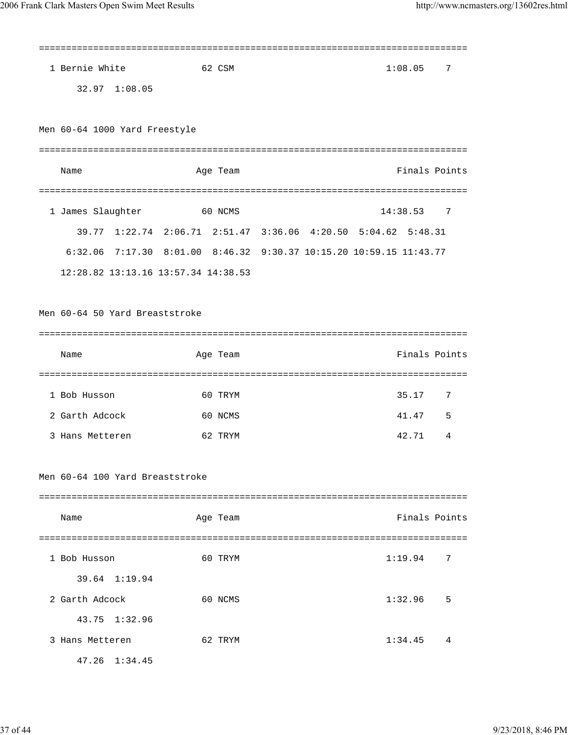| | Name | Age | Team | Finals | Points |
|---|---|---|---|---|---|
| 1 | Bernie White | 62 | CSM | 1:08.05 | 7 |
| | 32.97 1:08.05 | | | | |

## Men 60-64 1000 Yard Freestyle

| | Name | Age | Team | Finals | Points |
|---|---|---|---|---|---|
| 1 | James Slaughter | 60 | NCMS | 14:38.53 | 7 |
| | 39.77 1:22.74 2:06.71 2:51.47 3:36.06 4:20.50 5:04.62 5:48.31 | | | | |
| | 6:32.06 7:17.30 8:01.00 8:46.32 9:30.37 10:15.20 10:59.15 11:43.77 | | | | |
| | 12:28.82 13:13.16 13:57.34 14:38.53 | | | | |

## Men 60-64 50 Yard Breaststroke

| | Name | Age | Team | Finals | Points |
|---|---|---|---|---|---|
| 1 | Bob Husson | 60 | TRYM | 35.17 | 7 |
| 2 | Garth Adcock | 60 | NCMS | 41.47 | 5 |
| 3 | Hans Metteren | 62 | TRYM | 42.71 | 4 |

## Men 60-64 100 Yard Breaststroke

| | Name | Age | Team | Finals | Points |
|---|---|---|---|---|---|
| 1 | Bob Husson | 60 | TRYM | 1:19.94 | 7 |
| | 39.64 1:19.94 | | | | |
| 2 | Garth Adcock | 60 | NCMS | 1:32.96 | 5 |
| | 43.75 1:32.96 | | | | |
| 3 | Hans Metteren | 62 | TRYM | 1:34.45 | 4 |
| | 47.26 1:34.45 | | | | |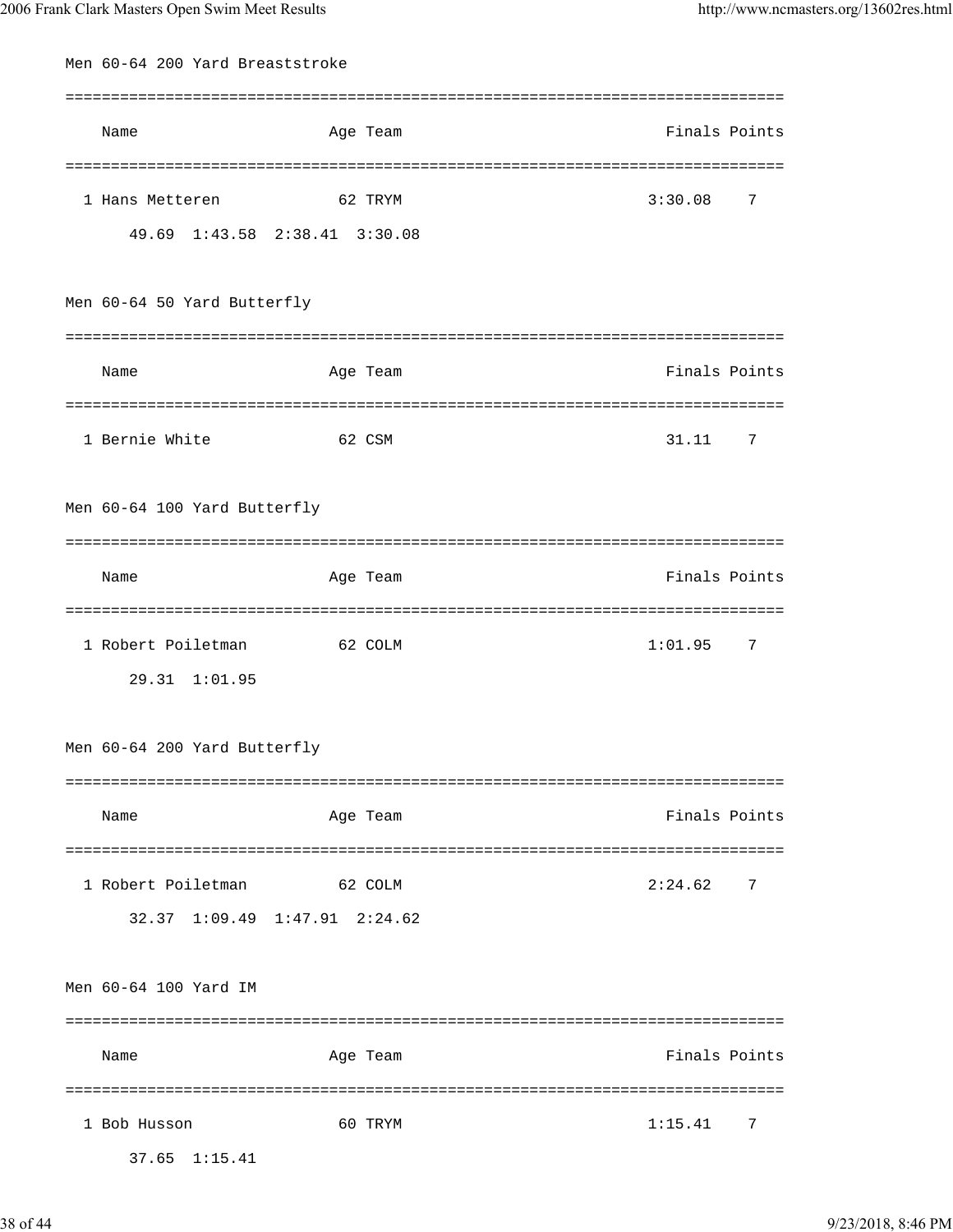## Men 60-64 200 Yard Breaststroke

| | Name | Age | Team | Finals | Points |
|---|---|---|---|---|---|
| 1 | Hans Metteren | 62 | TRYM | 3:30.08 | 7 |
| | 49.69  1:43.58  2:38.41  3:30.08 | | | | |

## Men 60-64 50 Yard Butterfly

| | Name | Age | Team | Finals | Points |
|---|---|---|---|---|---|
| 1 | Bernie White | 62 | CSM | 31.11 | 7 |

## Men 60-64 100 Yard Butterfly

| | Name | Age | Team | Finals | Points |
|---|---|---|---|---|---|
| 1 | Robert Poiletman | 62 | COLM | 1:01.95 | 7 |
| | 29.31  1:01.95 | | | | |

## Men 60-64 200 Yard Butterfly

| | Name | Age | Team | Finals | Points |
|---|---|---|---|---|---|
| 1 | Robert Poiletman | 62 | COLM | 2:24.62 | 7 |
| | 32.37  1:09.49  1:47.91  2:24.62 | | | | |

## Men 60-64 100 Yard IM

| | Name | Age | Team | Finals | Points |
|---|---|---|---|---|---|
| 1 | Bob Husson | 60 | TRYM | 1:15.41 | 7 |
| | 37.65  1:15.41 | | | | |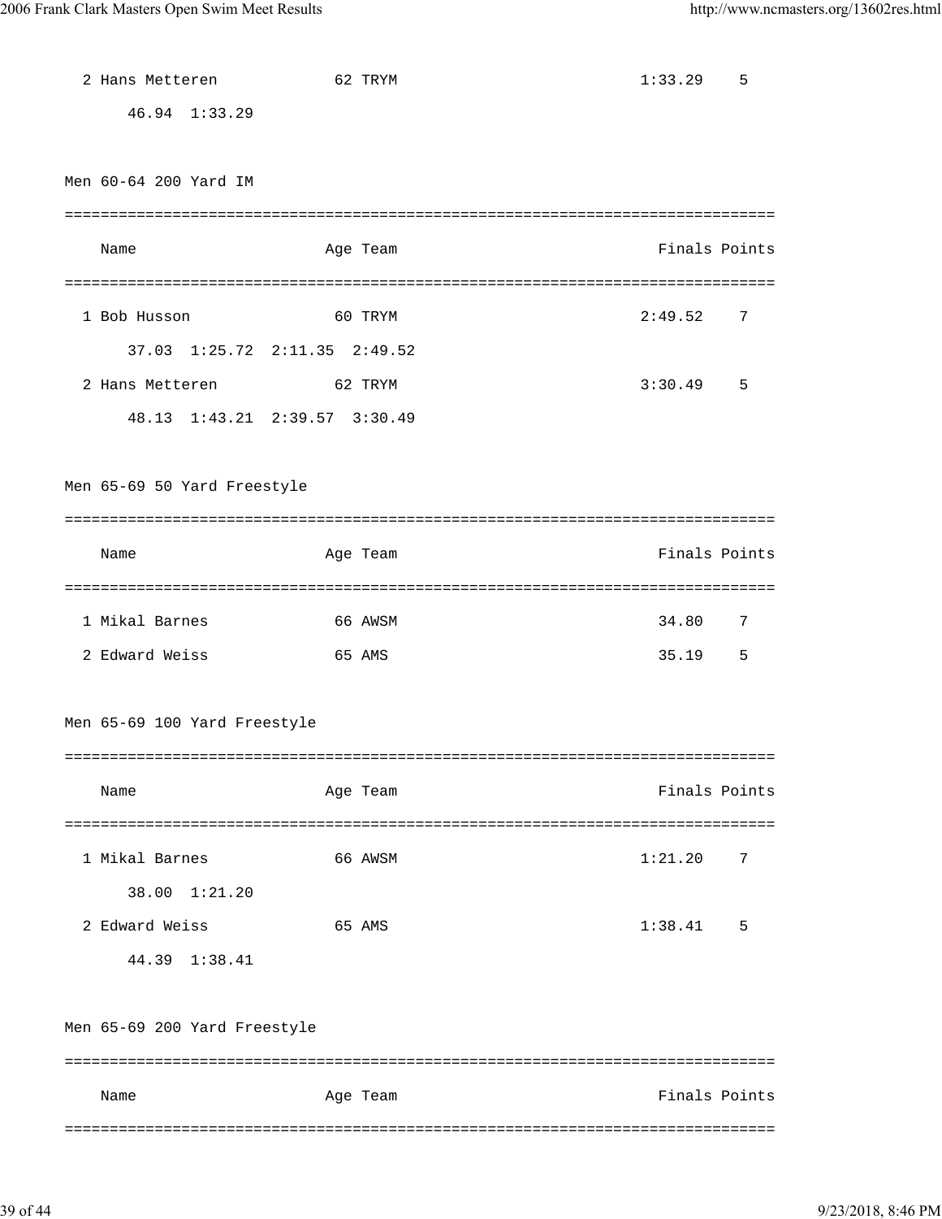| | Name | Age | Team | Finals | Points |
|---|---|---|---|---|---|
| 2 | Hans Metteren | 62 | TRYM | 1:33.29 | 5 |
| | 46.94 1:33.29 | | | | |

Men 60-64 200 Yard IM

| | Name | Age | Team | Finals | Points |
|---|---|---|---|---|---|
| 1 | Bob Husson | 60 | TRYM | 2:49.52 | 7 |
| | 37.03 1:25.72 2:11.35 2:49.52 | | | | |
| 2 | Hans Metteren | 62 | TRYM | 3:30.49 | 5 |
| | 48.13 1:43.21 2:39.57 3:30.49 | | | | |

Men 65-69 50 Yard Freestyle

| | Name | Age | Team | Finals | Points |
|---|---|---|---|---|---|
| 1 | Mikal Barnes | 66 | AWSM | 34.80 | 7 |
| 2 | Edward Weiss | 65 | AMS | 35.19 | 5 |

Men 65-69 100 Yard Freestyle

| | Name | Age | Team | Finals | Points |
|---|---|---|---|---|---|
| 1 | Mikal Barnes | 66 | AWSM | 1:21.20 | 7 |
| | 38.00 1:21.20 | | | | |
| 2 | Edward Weiss | 65 | AMS | 1:38.41 | 5 |
| | 44.39 1:38.41 | | | | |

Men 65-69 200 Yard Freestyle

| | Name | Age | Team | Finals | Points |
|---|---|---|---|---|---|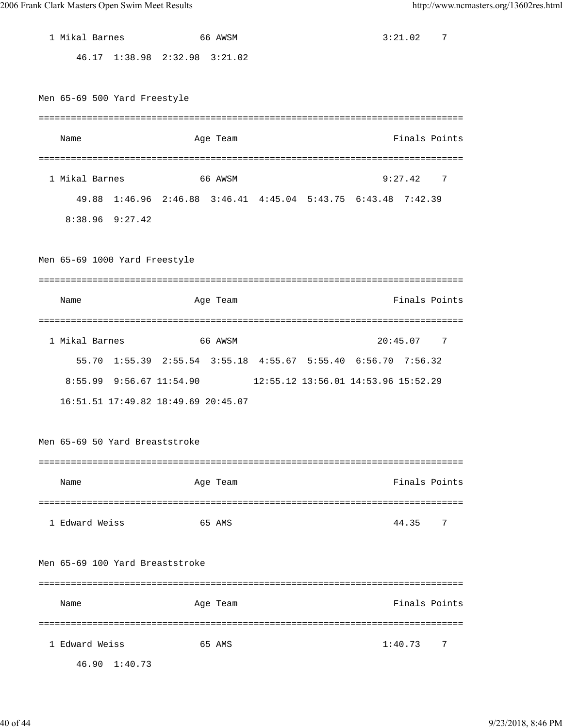1 Mikal Barnes 66 AWSM 3:21.02 7

46.17 1:38.98 2:32.98 3:21.02

Men 65-69 500 Yard Freestyle

```
===============================================================================
    Name                    Age Team                            Finals Points
===============================================================================
  1 Mikal Barnes             66 AWSM                           9:27.42    7
       49.88  1:46.96  2:46.88  3:46.41  4:45.04  5:43.75  6:43.48  7:42.39
     8:38.96  9:27.42
```

Men 65-69 1000 Yard Freestyle

```
===============================================================================
    Name                    Age Team                            Finals Points
===============================================================================
  1 Mikal Barnes             66 AWSM                          20:45.07    7
       55.70  1:55.39  2:55.54  3:55.18  4:55.67  5:55.40  6:56.70  7:56.32
     8:55.99  9:56.67 11:54.90          12:55.12 13:56.01 14:53.96 15:52.29
    16:51.51 17:49.82 18:49.69 20:45.07
```

Men 65-69 50 Yard Breaststroke

```
===============================================================================
    Name                    Age Team                            Finals Points
===============================================================================
  1 Edward Weiss             65 AMS                              44.35    7
```

Men 65-69 100 Yard Breaststroke

```
===============================================================================
    Name                    Age Team                            Finals Points
===============================================================================
  1 Edward Weiss             65 AMS                            1:40.73    7
       46.90  1:40.73
```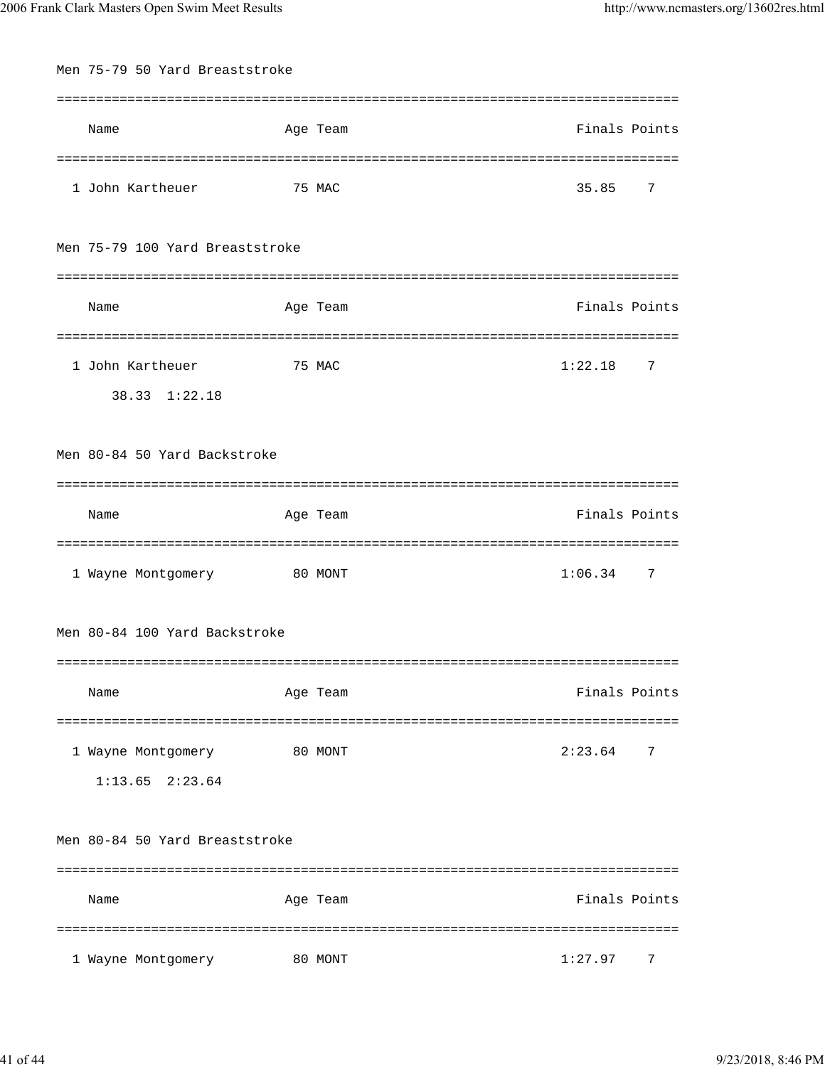### Men 75-79 50 Yard Breaststroke

| | Name | Age | Team | Finals | Points |
|---|---|---|---|---|---|
| 1 | John Kartheuer | 75 | MAC | 35.85 | 7 |

### Men 75-79 100 Yard Breaststroke

| | Name | Age | Team | Finals | Points |
|---|---|---|---|---|---|
| 1 | John Kartheuer | 75 | MAC | 1:22.18 | 7 |

38.33 1:22.18

### Men 80-84 50 Yard Backstroke

| | Name | Age | Team | Finals | Points |
|---|---|---|---|---|---|
| 1 | Wayne Montgomery | 80 | MONT | 1:06.34 | 7 |

### Men 80-84 100 Yard Backstroke

| | Name | Age | Team | Finals | Points |
|---|---|---|---|---|---|
| 1 | Wayne Montgomery | 80 | MONT | 2:23.64 | 7 |

1:13.65 2:23.64

### Men 80-84 50 Yard Breaststroke

| | Name | Age | Team | Finals | Points |
|---|---|---|---|---|---|
| 1 | Wayne Montgomery | 80 | MONT | 1:27.97 | 7 |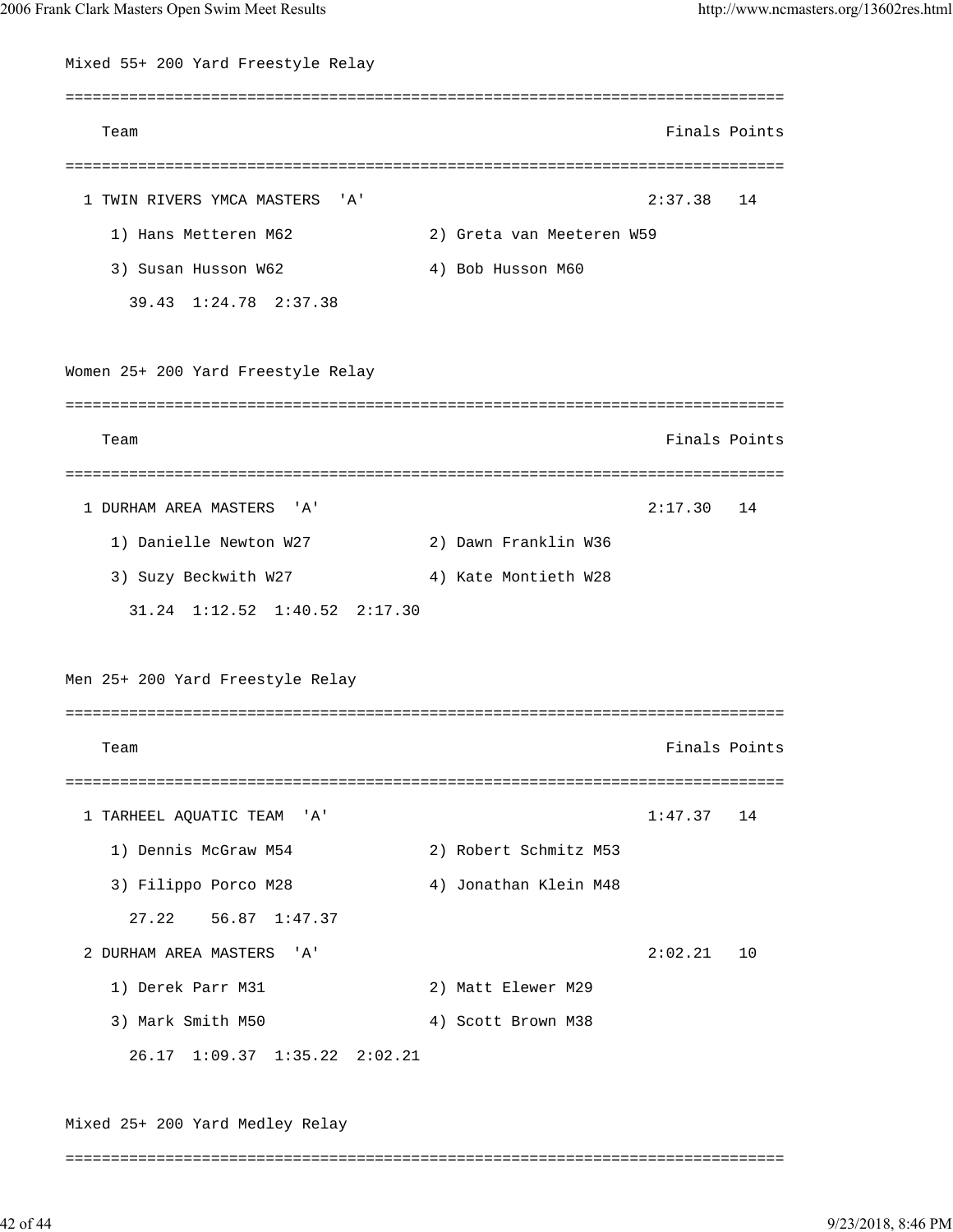Mixed 55+ 200 Yard Freestyle Relay

```
===============================================================================
    Team                                                              Finals Points
===============================================================================
  1 TWIN RIVERS YMCA MASTERS  'A'                                    2:37.38   14
     1) Hans Metteren M62              2) Greta van Meeteren W59
     3) Susan Husson W62               4) Bob Husson M60
       39.43  1:24.78  2:37.38
```

Women 25+ 200 Yard Freestyle Relay

```
===============================================================================
    Team                                                              Finals Points
===============================================================================
  1 DURHAM AREA MASTERS  'A'                                         2:17.30   14
     1) Danielle Newton W27            2) Dawn Franklin W36
     3) Suzy Beckwith W27              4) Kate Montieth W28
       31.24  1:12.52  1:40.52  2:17.30
```

Men 25+ 200 Yard Freestyle Relay

```
===============================================================================
    Team                                                              Finals Points
===============================================================================
  1 TARHEEL AQUATIC TEAM  'A'                                        1:47.37   14
     1) Dennis McGraw M54              2) Robert Schmitz M53
     3) Filippo Porco M28              4) Jonathan Klein M48
       27.22    56.87  1:47.37
  2 DURHAM AREA MASTERS  'A'                                         2:02.21   10
     1) Derek Parr M31                 2) Matt Elewer M29
     3) Mark Smith M50                 4) Scott Brown M38
       26.17  1:09.37  1:35.22  2:02.21
```

Mixed 25+ 200 Yard Medley Relay

```
===============================================================================
```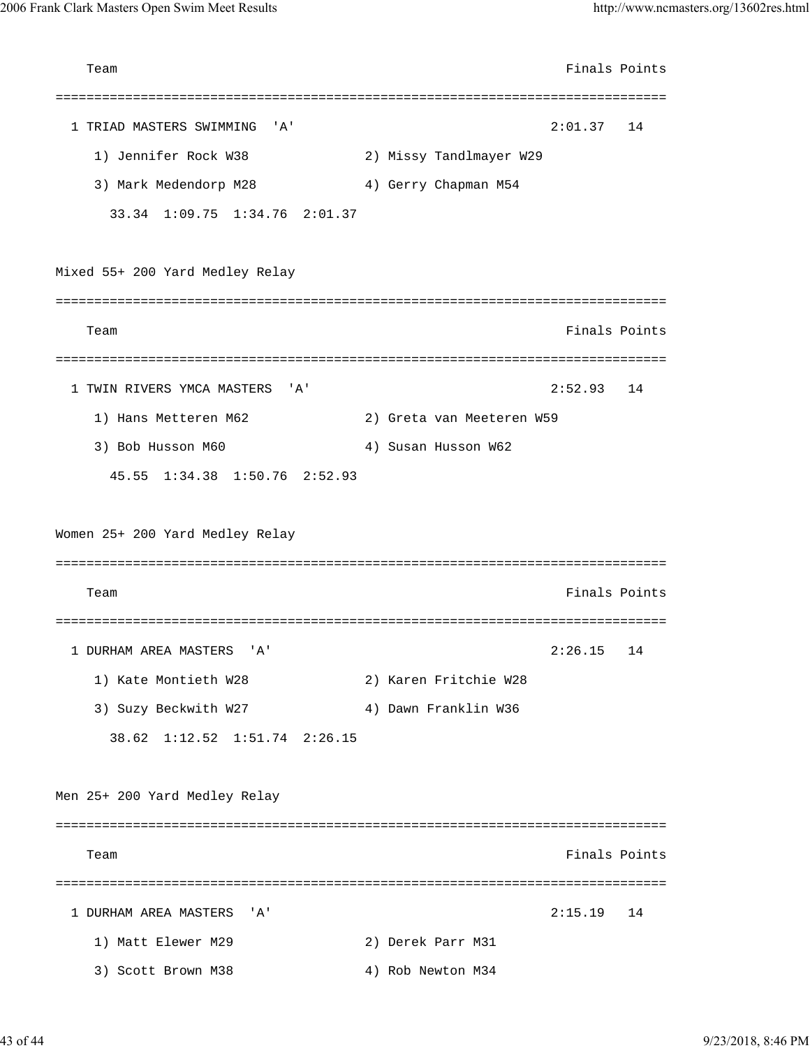```
   Team                                                              Finals Points
===============================================================================
  1 TRIAD MASTERS SWIMMING  'A'                                     2:01.37   14
     1) Jennifer Rock W38              2) Missy Tandlmayer W29
     3) Mark Medendorp M28             4) Gerry Chapman M54
       33.34  1:09.75  1:34.76  2:01.37

Mixed 55+ 200 Yard Medley Relay
===============================================================================
   Team                                                              Finals Points
===============================================================================
  1 TWIN RIVERS YMCA MASTERS  'A'                                   2:52.93   14
     1) Hans Metteren M62              2) Greta van Meeteren W59
     3) Bob Husson M60                 4) Susan Husson W62
       45.55  1:34.38  1:50.76  2:52.93

Women 25+ 200 Yard Medley Relay
===============================================================================
   Team                                                              Finals Points
===============================================================================
  1 DURHAM AREA MASTERS  'A'                                        2:26.15   14
     1) Kate Montieth W28              2) Karen Fritchie W28
     3) Suzy Beckwith W27              4) Dawn Franklin W36
       38.62  1:12.52  1:51.74  2:26.15

Men 25+ 200 Yard Medley Relay
===============================================================================
   Team                                                              Finals Points
===============================================================================
  1 DURHAM AREA MASTERS  'A'                                        2:15.19   14
     1) Matt Elewer M29                2) Derek Parr M31
     3) Scott Brown M38                4) Rob Newton M34
```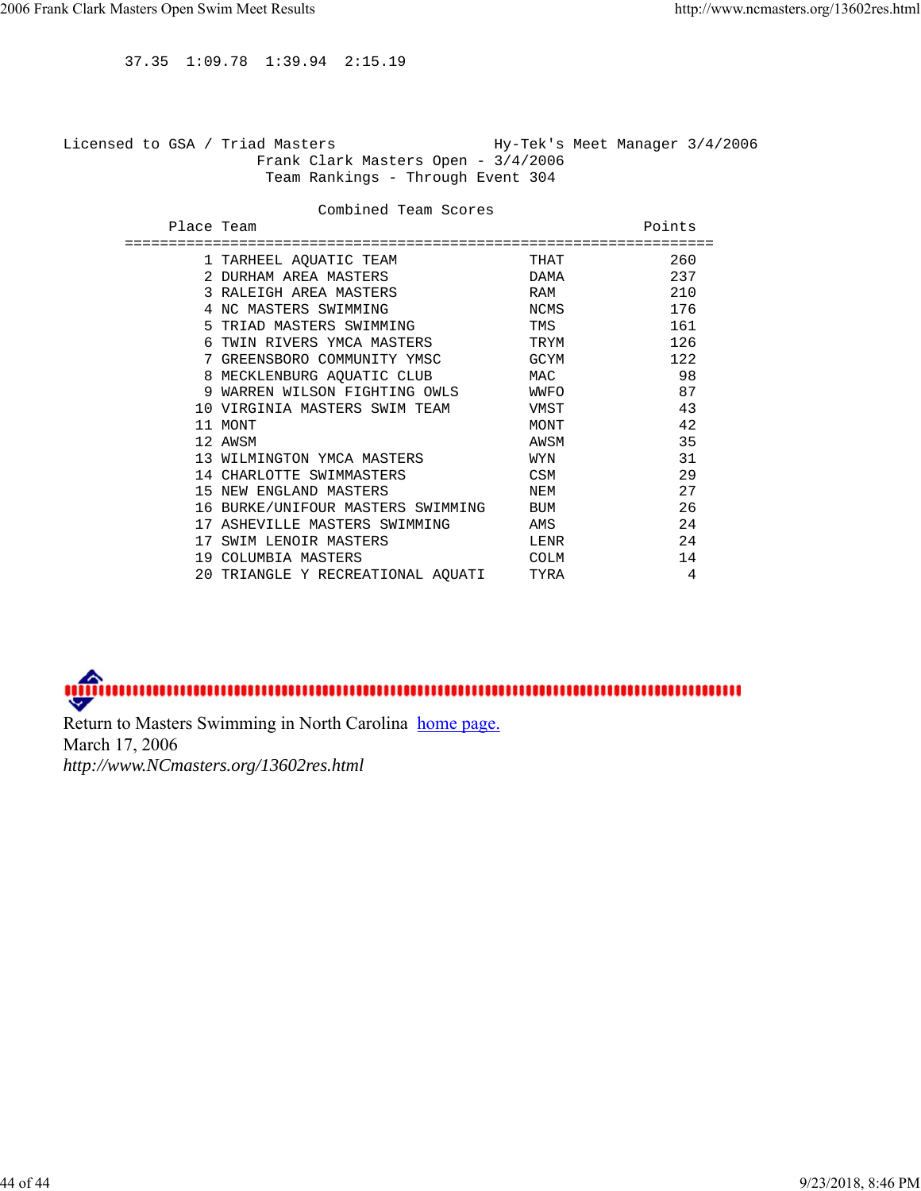```
37.35  1:09.78  1:39.94  2:15.19
```

```
Licensed to GSA / Triad Masters                  Hy-Tek's Meet Manager 3/4/2006
                      Frank Clark Masters Open - 3/4/2006
                       Team Rankings - Through Event 304
```

**Combined Team Scores**

| Place | Team | | Points |
|---|---|---|---|
| 1 | TARHEEL AQUATIC TEAM | THAT | 260 |
| 2 | DURHAM AREA MASTERS | DAMA | 237 |
| 3 | RALEIGH AREA MASTERS | RAM | 210 |
| 4 | NC MASTERS SWIMMING | NCMS | 176 |
| 5 | TRIAD MASTERS SWIMMING | TMS | 161 |
| 6 | TWIN RIVERS YMCA MASTERS | TRYM | 126 |
| 7 | GREENSBORO COMMUNITY YMSC | GCYM | 122 |
| 8 | MECKLENBURG AQUATIC CLUB | MAC | 98 |
| 9 | WARREN WILSON FIGHTING OWLS | WWFO | 87 |
| 10 | VIRGINIA MASTERS SWIM TEAM | VMST | 43 |
| 11 | MONT | MONT | 42 |
| 12 | AWSM | AWSM | 35 |
| 13 | WILMINGTON YMCA MASTERS | WYN | 31 |
| 14 | CHARLOTTE SWIMMASTERS | CSM | 29 |
| 15 | NEW ENGLAND MASTERS | NEM | 27 |
| 16 | BURKE/UNIFOUR MASTERS SWIMMING | BUM | 26 |
| 17 | ASHEVILLE MASTERS SWIMMING | AMS | 24 |
| 17 | SWIM LENOIR MASTERS | LENR | 24 |
| 19 | COLUMBIA MASTERS | COLM | 14 |
| 20 | TRIANGLE Y RECREATIONAL AQUATI | TYRA | 4 |

Return to Masters Swimming in North Carolina [home page.](http://www.ncmasters.org)
March 17, 2006
*http://www.NCmasters.org/13602res.html*